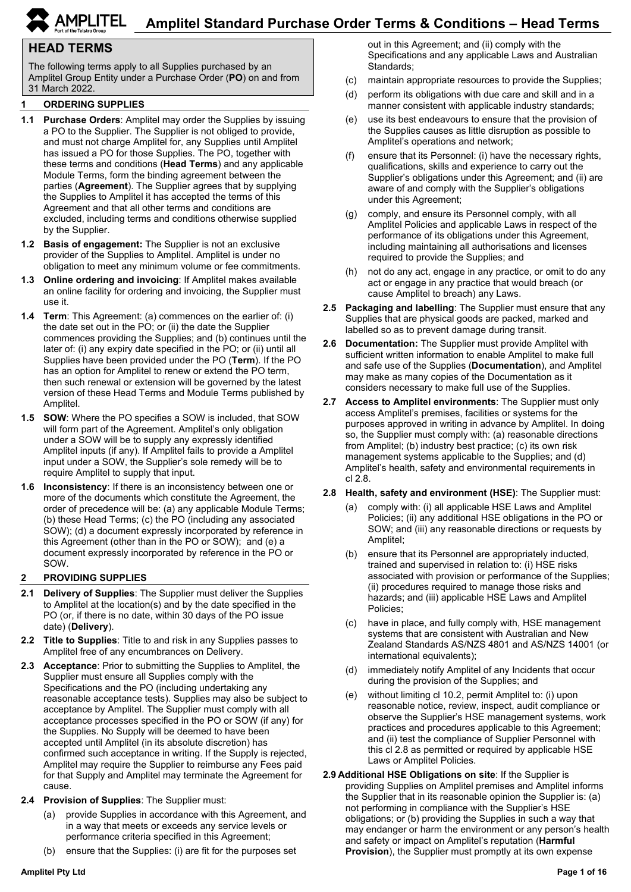# Amplitel Standard Purchase Order Terms & Conditions – Head Terms

## HEAD TERMS

The following terms apply to all Supplies purchased by an Amplitel Group Entity under a Purchase Order (**PO**) on and from 31 March 2022.

### 1 ORDERING SUPPLIES

**1.1 Purchase Orders**: Amplitel may order the Supplies by issuing a PO to the Supplier. The Supplier is not obliged to provide, and must not charge Amplitel for, any Supplies until Amplitel has issued a PO for those Supplies. The PO, together with these terms and conditions (**Head Terms**) and any applicable Module Terms, form the binding agreement between the parties (**Agreement**). The Supplier agrees that by supplying the Supplies to Amplitel it has accepted the terms of this Agreement and that all other terms and conditions are excluded, including terms and conditions otherwise supplied by the Supplier.

**1.2 Basis of engagement:** The Supplier is not an exclusive provider of the Supplies to Amplitel. Amplitel is under no obligation to meet any minimum volume or fee commitments.

**1.3 Online ordering and invoicing**: If Amplitel makes available an online facility for ordering and invoicing, the Supplier must use it.

**1.4 Term**: This Agreement: (a) commences on the earlier of: (i) the date set out in the PO; or (ii) the date the Supplier commences providing the Supplies; and (b) continues until the later of: (i) any expiry date specified in the PO; or (ii) until all Supplies have been provided under the PO (**Term**). If the PO has an option for Amplitel to renew or extend the PO term, then such renewal or extension will be governed by the latest version of these Head Terms and Module Terms published by Amplitel.

**1.5 SOW**: Where the PO specifies a SOW is included, that SOW will form part of the Agreement. Amplitel's only obligation under a SOW will be to supply any expressly identified Amplitel inputs (if any). If Amplitel fails to provide a Amplitel input under a SOW, the Supplier's sole remedy will be to require Amplitel to supply that input.

**1.6 Inconsistency**: If there is an inconsistency between one or more of the documents which constitute the Agreement, the order of precedence will be: (a) any applicable Module Terms; (b) these Head Terms; (c) the PO (including any associated SOW); (d) a document expressly incorporated by reference in this Agreement (other than in the PO or SOW); and (e) a document expressly incorporated by reference in the PO or SOW.

### 2 PROVIDING SUPPLIES

**2.1 Delivery of Supplies**: The Supplier must deliver the Supplies to Amplitel at the location(s) and by the date specified in the PO (or, if there is no date, within 30 days of the PO issue date) (**Delivery**).

**2.2 Title to Supplies**: Title to and risk in any Supplies passes to Amplitel free of any encumbrances on Delivery.

**2.3 Acceptance**: Prior to submitting the Supplies to Amplitel, the Supplier must ensure all Supplies comply with the Specifications and the PO (including undertaking any reasonable acceptance tests). Supplies may also be subject to acceptance by Amplitel. The Supplier must comply with all acceptance processes specified in the PO or SOW (if any) for the Supplies. No Supply will be deemed to have been accepted until Amplitel (in its absolute discretion) has confirmed such acceptance in writing. If the Supply is rejected, Amplitel may require the Supplier to reimburse any Fees paid for that Supply and Amplitel may terminate the Agreement for cause.

**2.4 Provision of Supplies**: The Supplier must:

(a) provide Supplies in accordance with this Agreement, and in a way that meets or exceeds any service levels or performance criteria specified in this Agreement;

(b) ensure that the Supplies: (i) are fit for the purposes set out in this Agreement; and (ii) comply with the Specifications and any applicable Laws and Australian Standards;

(c) maintain appropriate resources to provide the Supplies;

(d) perform its obligations with due care and skill and in a manner consistent with applicable industry standards;

(e) use its best endeavours to ensure that the provision of the Supplies causes as little disruption as possible to Amplitel's operations and network;

(f) ensure that its Personnel: (i) have the necessary rights, qualifications, skills and experience to carry out the Supplier's obligations under this Agreement; and (ii) are aware of and comply with the Supplier's obligations under this Agreement;

(g) comply, and ensure its Personnel comply, with all Amplitel Policies and applicable Laws in respect of the performance of its obligations under this Agreement, including maintaining all authorisations and licenses required to provide the Supplies; and

(h) not do any act, engage in any practice, or omit to do any act or engage in any practice that would breach (or cause Amplitel to breach) any Laws.

**2.5 Packaging and labelling**: The Supplier must ensure that any Supplies that are physical goods are packed, marked and labelled so as to prevent damage during transit.

**2.6 Documentation:** The Supplier must provide Amplitel with sufficient written information to enable Amplitel to make full and safe use of the Supplies (**Documentation**), and Amplitel may make as many copies of the Documentation as it considers necessary to make full use of the Supplies.

**2.7 Access to Amplitel environments**: The Supplier must only access Amplitel's premises, facilities or systems for the purposes approved in writing in advance by Amplitel. In doing so, the Supplier must comply with: (a) reasonable directions from Amplitel; (b) industry best practice; (c) its own risk management systems applicable to the Supplies; and (d) Amplitel's health, safety and environmental requirements in cl 2.8.

**2.8 Health, safety and environment (HSE)**: The Supplier must:

(a) comply with: (i) all applicable HSE Laws and Amplitel Policies; (ii) any additional HSE obligations in the PO or SOW; and (iii) any reasonable directions or requests by Amplitel;

(b) ensure that its Personnel are appropriately inducted, trained and supervised in relation to: (i) HSE risks associated with provision or performance of the Supplies; (ii) procedures required to manage those risks and hazards; and (iii) applicable HSE Laws and Amplitel Policies;

(c) have in place, and fully comply with, HSE management systems that are consistent with Australian and New Zealand Standards AS/NZS 4801 and AS/NZS 14001 (or international equivalents);

(d) immediately notify Amplitel of any Incidents that occur during the provision of the Supplies; and

(e) without limiting cl 10.2, permit Amplitel to: (i) upon reasonable notice, review, inspect, audit compliance or observe the Supplier's HSE management systems, work practices and procedures applicable to this Agreement; and (ii) test the compliance of Supplier Personnel with this cl 2.8 as permitted or required by applicable HSE Laws or Amplitel Policies.

**2.9 Additional HSE Obligations on site**: If the Supplier is providing Supplies on Amplitel premises and Amplitel informs the Supplier that in its reasonable opinion the Supplier is: (a) not performing in compliance with the Supplier's HSE obligations; or (b) providing the Supplies in such a way that may endanger or harm the environment or any person's health and safety or impact on Amplitel's reputation (**Harmful Provision**), the Supplier must promptly at its own expense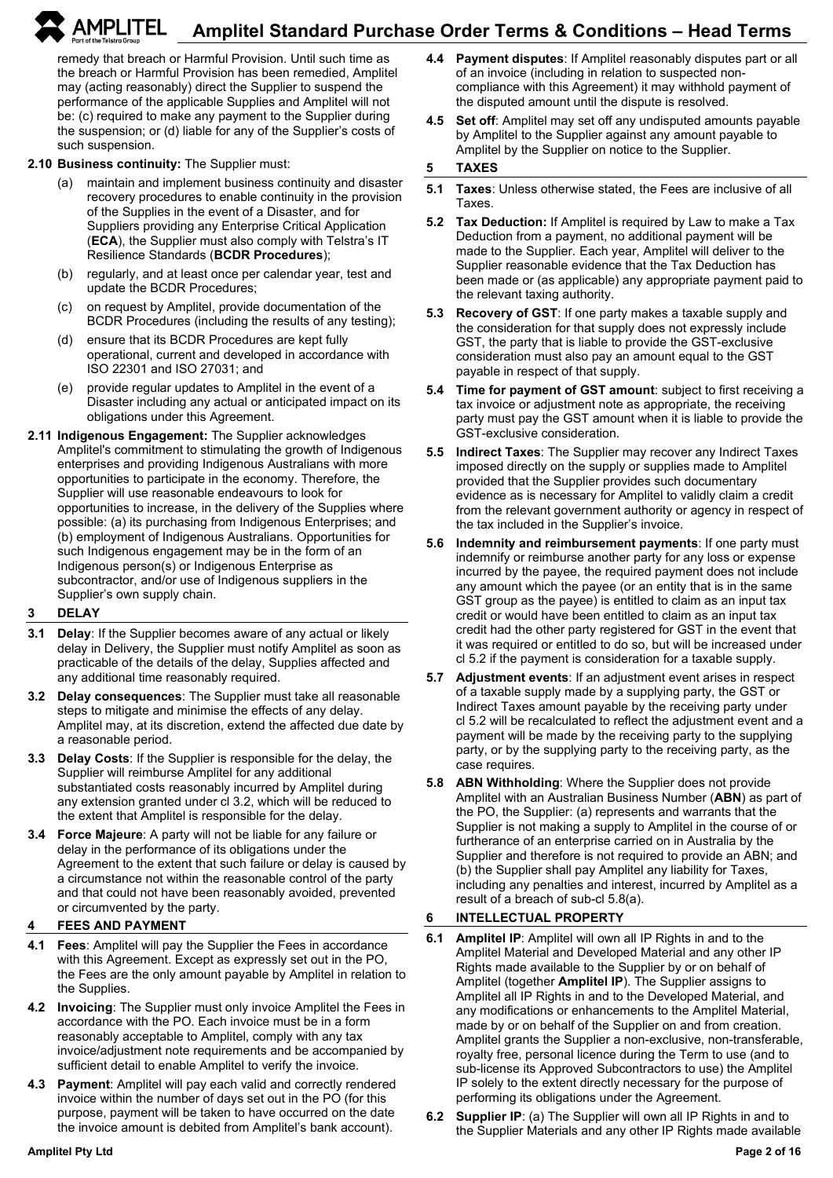remedy that breach or Harmful Provision. Until such time as the breach or Harmful Provision has been remedied, Amplitel may (acting reasonably) direct the Supplier to suspend the performance of the applicable Supplies and Amplitel will not be: (c) required to make any payment to the Supplier during the suspension; or (d) liable for any of the Supplier's costs of such suspension.

**2.10 Business continuity:** The Supplier must:

(a) maintain and implement business continuity and disaster recovery procedures to enable continuity in the provision of the Supplies in the event of a Disaster, and for Suppliers providing any Enterprise Critical Application (**ECA**), the Supplier must also comply with Telstra's IT Resilience Standards (**BCDR Procedures**);

(b) regularly, and at least once per calendar year, test and update the BCDR Procedures;

(c) on request by Amplitel, provide documentation of the BCDR Procedures (including the results of any testing);

(d) ensure that its BCDR Procedures are kept fully operational, current and developed in accordance with ISO 22301 and ISO 27031; and

(e) provide regular updates to Amplitel in the event of a Disaster including any actual or anticipated impact on its obligations under this Agreement.

**2.11 Indigenous Engagement:** The Supplier acknowledges Amplitel's commitment to stimulating the growth of Indigenous enterprises and providing Indigenous Australians with more opportunities to participate in the economy. Therefore, the Supplier will use reasonable endeavours to look for opportunities to increase, in the delivery of the Supplies where possible: (a) its purchasing from Indigenous Enterprises; and (b) employment of Indigenous Australians. Opportunities for such Indigenous engagement may be in the form of an Indigenous person(s) or Indigenous Enterprise as subcontractor, and/or use of Indigenous suppliers in the Supplier's own supply chain.

## 3 DELAY

**3.1 Delay**: If the Supplier becomes aware of any actual or likely delay in Delivery, the Supplier must notify Amplitel as soon as practicable of the details of the delay, Supplies affected and any additional time reasonably required.

**3.2 Delay consequences**: The Supplier must take all reasonable steps to mitigate and minimise the effects of any delay. Amplitel may, at its discretion, extend the affected due date by a reasonable period.

**3.3 Delay Costs**: If the Supplier is responsible for the delay, the Supplier will reimburse Amplitel for any additional substantiated costs reasonably incurred by Amplitel during any extension granted under cl 3.2, which will be reduced to the extent that Amplitel is responsible for the delay.

**3.4 Force Majeure**: A party will not be liable for any failure or delay in the performance of its obligations under the Agreement to the extent that such failure or delay is caused by a circumstance not within the reasonable control of the party and that could not have been reasonably avoided, prevented or circumvented by the party.

## 4 FEES AND PAYMENT

**4.1 Fees**: Amplitel will pay the Supplier the Fees in accordance with this Agreement. Except as expressly set out in the PO, the Fees are the only amount payable by Amplitel in relation to the Supplies.

**4.2 Invoicing**: The Supplier must only invoice Amplitel the Fees in accordance with the PO. Each invoice must be in a form reasonably acceptable to Amplitel, comply with any tax invoice/adjustment note requirements and be accompanied by sufficient detail to enable Amplitel to verify the invoice.

**4.3 Payment**: Amplitel will pay each valid and correctly rendered invoice within the number of days set out in the PO (for this purpose, payment will be taken to have occurred on the date the invoice amount is debited from Amplitel's bank account).

**4.4 Payment disputes**: If Amplitel reasonably disputes part or all of an invoice (including in relation to suspected non-compliance with this Agreement) it may withhold payment of the disputed amount until the dispute is resolved.

**4.5 Set off**: Amplitel may set off any undisputed amounts payable by Amplitel to the Supplier against any amount payable to Amplitel by the Supplier on notice to the Supplier.

## 5 TAXES

**5.1 Taxes**: Unless otherwise stated, the Fees are inclusive of all Taxes.

**5.2 Tax Deduction:** If Amplitel is required by Law to make a Tax Deduction from a payment, no additional payment will be made to the Supplier. Each year, Amplitel will deliver to the Supplier reasonable evidence that the Tax Deduction has been made or (as applicable) any appropriate payment paid to the relevant taxing authority.

**5.3 Recovery of GST**: If one party makes a taxable supply and the consideration for that supply does not expressly include GST, the party that is liable to provide the GST-exclusive consideration must also pay an amount equal to the GST payable in respect of that supply.

**5.4 Time for payment of GST amount**: subject to first receiving a tax invoice or adjustment note as appropriate, the receiving party must pay the GST amount when it is liable to provide the GST-exclusive consideration.

**5.5 Indirect Taxes**: The Supplier may recover any Indirect Taxes imposed directly on the supply or supplies made to Amplitel provided that the Supplier provides such documentary evidence as is necessary for Amplitel to validly claim a credit from the relevant government authority or agency in respect of the tax included in the Supplier's invoice.

**5.6 Indemnity and reimbursement payments**: If one party must indemnify or reimburse another party for any loss or expense incurred by the payee, the required payment does not include any amount which the payee (or an entity that is in the same GST group as the payee) is entitled to claim as an input tax credit or would have been entitled to claim as an input tax credit had the other party registered for GST in the event that it was required or entitled to do so, but will be increased under cl 5.2 if the payment is consideration for a taxable supply.

**5.7 Adjustment events**: If an adjustment event arises in respect of a taxable supply made by a supplying party, the GST or Indirect Taxes amount payable by the receiving party under cl 5.2 will be recalculated to reflect the adjustment event and a payment will be made by the receiving party to the supplying party, or by the supplying party to the receiving party, as the case requires.

**5.8 ABN Withholding**: Where the Supplier does not provide Amplitel with an Australian Business Number (**ABN**) as part of the PO, the Supplier: (a) represents and warrants that the Supplier is not making a supply to Amplitel in the course of or furtherance of an enterprise carried on in Australia by the Supplier and therefore is not required to provide an ABN; and (b) the Supplier shall pay Amplitel any liability for Taxes, including any penalties and interest, incurred by Amplitel as a result of a breach of sub-cl 5.8(a).

## 6 INTELLECTUAL PROPERTY

**6.1 Amplitel IP**: Amplitel will own all IP Rights in and to the Amplitel Material and Developed Material and any other IP Rights made available to the Supplier by or on behalf of Amplitel (together **Amplitel IP**). The Supplier assigns to Amplitel all IP Rights in and to the Developed Material, and any modifications or enhancements to the Amplitel Material, made by or on behalf of the Supplier on and from creation. Amplitel grants the Supplier a non-exclusive, non-transferable, royalty free, personal licence during the Term to use (and to sub-license its Approved Subcontractors to use) the Amplitel IP solely to the extent directly necessary for the purpose of performing its obligations under the Agreement.

**6.2 Supplier IP**: (a) The Supplier will own all IP Rights in and to the Supplier Materials and any other IP Rights made available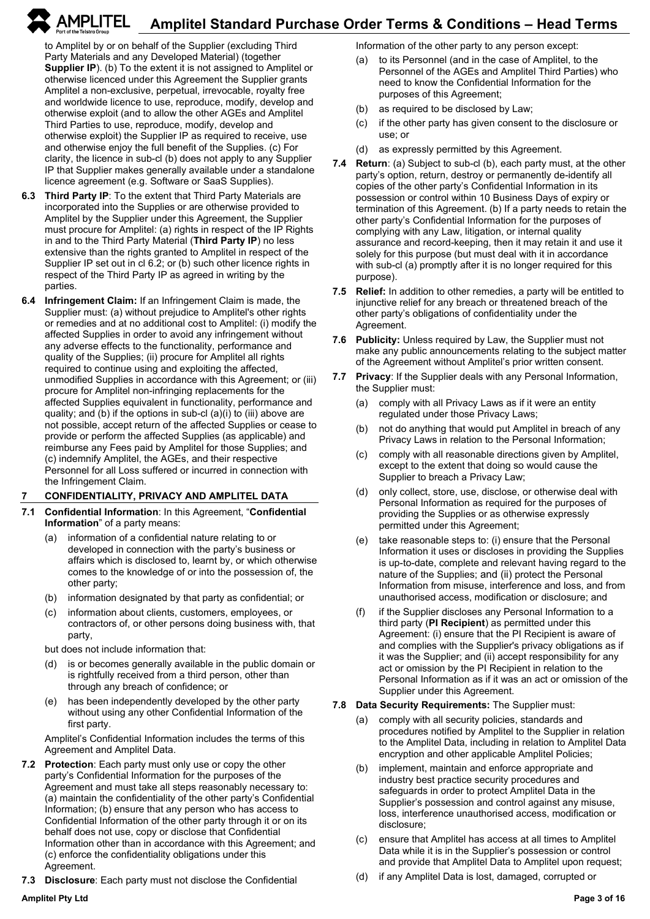to Amplitel by or on behalf of the Supplier (excluding Third Party Materials and any Developed Material) (together **Supplier IP**). (b) To the extent it is not assigned to Amplitel or otherwise licenced under this Agreement the Supplier grants Amplitel a non-exclusive, perpetual, irrevocable, royalty free and worldwide licence to use, reproduce, modify, develop and otherwise exploit (and to allow the other AGEs and Amplitel Third Parties to use, reproduce, modify, develop and otherwise exploit) the Supplier IP as required to receive, use and otherwise enjoy the full benefit of the Supplies. (c) For clarity, the licence in sub-cl (b) does not apply to any Supplier IP that Supplier makes generally available under a standalone licence agreement (e.g. Software or SaaS Supplies).

**6.3 Third Party IP**: To the extent that Third Party Materials are incorporated into the Supplies or are otherwise provided to Amplitel by the Supplier under this Agreement, the Supplier must procure for Amplitel: (a) rights in respect of the IP Rights in and to the Third Party Material (**Third Party IP**) no less extensive than the rights granted to Amplitel in respect of the Supplier IP set out in cl 6.2; or (b) such other licence rights in respect of the Third Party IP as agreed in writing by the parties.

**6.4 Infringement Claim:** If an Infringement Claim is made, the Supplier must: (a) without prejudice to Amplitel's other rights or remedies and at no additional cost to Amplitel: (i) modify the affected Supplies in order to avoid any infringement without any adverse effects to the functionality, performance and quality of the Supplies; (ii) procure for Amplitel all rights required to continue using and exploiting the affected, unmodified Supplies in accordance with this Agreement; or (iii) procure for Amplitel non-infringing replacements for the affected Supplies equivalent in functionality, performance and quality; and (b) if the options in sub-cl (a)(i) to (iii) above are not possible, accept return of the affected Supplies or cease to provide or perform the affected Supplies (as applicable) and reimburse any Fees paid by Amplitel for those Supplies; and (c) indemnify Amplitel, the AGEs, and their respective Personnel for all Loss suffered or incurred in connection with the Infringement Claim.

## 7 CONFIDENTIALITY, PRIVACY AND AMPLITEL DATA

**7.1 Confidential Information**: In this Agreement, "**Confidential Information**" of a party means:

(a) information of a confidential nature relating to or developed in connection with the party's business or affairs which is disclosed to, learnt by, or which otherwise comes to the knowledge of or into the possession of, the other party;

(b) information designated by that party as confidential; or

(c) information about clients, customers, employees, or contractors of, or other persons doing business with, that party,

but does not include information that:

(d) is or becomes generally available in the public domain or is rightfully received from a third person, other than through any breach of confidence; or

(e) has been independently developed by the other party without using any other Confidential Information of the first party.

Amplitel's Confidential Information includes the terms of this Agreement and Amplitel Data.

**7.2 Protection**: Each party must only use or copy the other party's Confidential Information for the purposes of the Agreement and must take all steps reasonably necessary to: (a) maintain the confidentiality of the other party's Confidential Information; (b) ensure that any person who has access to Confidential Information of the other party through it or on its behalf does not use, copy or disclose that Confidential Information other than in accordance with this Agreement; and (c) enforce the confidentiality obligations under this Agreement.

**7.3 Disclosure**: Each party must not disclose the Confidential Information of the other party to any person except:

(a) to its Personnel (and in the case of Amplitel, to the Personnel of the AGEs and Amplitel Third Parties) who need to know the Confidential Information for the purposes of this Agreement;

(b) as required to be disclosed by Law;

(c) if the other party has given consent to the disclosure or use; or

(d) as expressly permitted by this Agreement.

**7.4 Return**: (a) Subject to sub-cl (b), each party must, at the other party's option, return, destroy or permanently de-identify all copies of the other party's Confidential Information in its possession or control within 10 Business Days of expiry or termination of this Agreement. (b) If a party needs to retain the other party's Confidential Information for the purposes of complying with any Law, litigation, or internal quality assurance and record-keeping, then it may retain it and use it solely for this purpose (but must deal with it in accordance with sub-cl (a) promptly after it is no longer required for this purpose).

**7.5 Relief:** In addition to other remedies, a party will be entitled to injunctive relief for any breach or threatened breach of the other party's obligations of confidentiality under the Agreement.

**7.6 Publicity:** Unless required by Law, the Supplier must not make any public announcements relating to the subject matter of the Agreement without Amplitel's prior written consent.

**7.7 Privacy**: If the Supplier deals with any Personal Information, the Supplier must:

(a) comply with all Privacy Laws as if it were an entity regulated under those Privacy Laws;

(b) not do anything that would put Amplitel in breach of any Privacy Laws in relation to the Personal Information;

(c) comply with all reasonable directions given by Amplitel, except to the extent that doing so would cause the Supplier to breach a Privacy Law;

(d) only collect, store, use, disclose, or otherwise deal with Personal Information as required for the purposes of providing the Supplies or as otherwise expressly permitted under this Agreement;

(e) take reasonable steps to: (i) ensure that the Personal Information it uses or discloses in providing the Supplies is up-to-date, complete and relevant having regard to the nature of the Supplies; and (ii) protect the Personal Information from misuse, interference and loss, and from unauthorised access, modification or disclosure; and

(f) if the Supplier discloses any Personal Information to a third party (**PI Recipient**) as permitted under this Agreement: (i) ensure that the PI Recipient is aware of and complies with the Supplier's privacy obligations as if it was the Supplier; and (ii) accept responsibility for any act or omission by the PI Recipient in relation to the Personal Information as if it was an act or omission of the Supplier under this Agreement.

**7.8 Data Security Requirements:** The Supplier must:

(a) comply with all security policies, standards and procedures notified by Amplitel to the Supplier in relation to the Amplitel Data, including in relation to Amplitel Data encryption and other applicable Amplitel Policies;

(b) implement, maintain and enforce appropriate and industry best practice security procedures and safeguards in order to protect Amplitel Data in the Supplier's possession and control against any misuse, loss, interference unauthorised access, modification or disclosure;

(c) ensure that Amplitel has access at all times to Amplitel Data while it is in the Supplier's possession or control and provide that Amplitel Data to Amplitel upon request;

(d) if any Amplitel Data is lost, damaged, corrupted or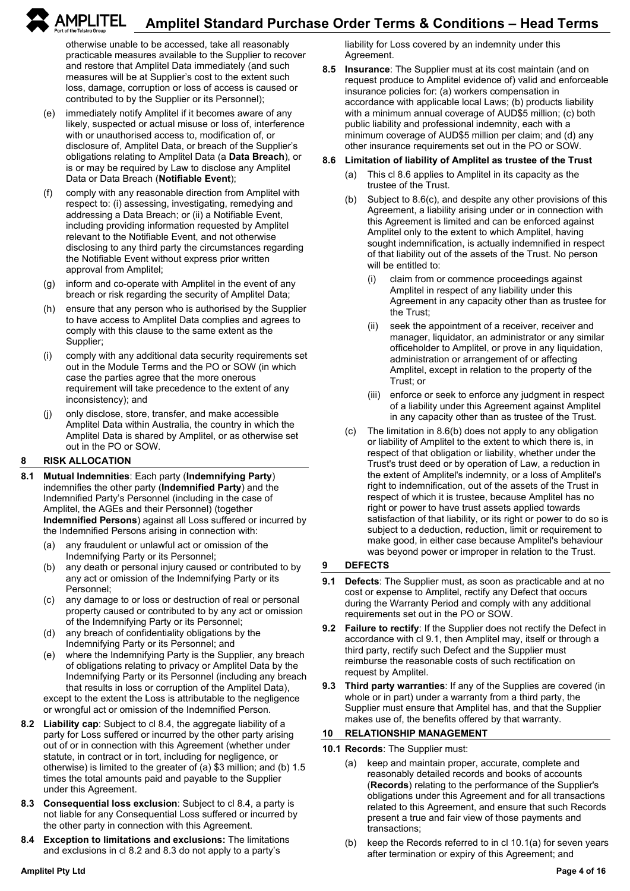otherwise unable to be accessed, take all reasonably practicable measures available to the Supplier to recover and restore that Amplitel Data immediately (and such measures will be at Supplier's cost to the extent such loss, damage, corruption or loss of access is caused or contributed to by the Supplier or its Personnel);

(e) immediately notify Amplitel if it becomes aware of any likely, suspected or actual misuse or loss of, interference with or unauthorised access to, modification of, or disclosure of, Amplitel Data, or breach of the Supplier's obligations relating to Amplitel Data (a **Data Breach**), or is or may be required by Law to disclose any Amplitel Data or Data Breach (**Notifiable Event**);

(f) comply with any reasonable direction from Amplitel with respect to: (i) assessing, investigating, remedying and addressing a Data Breach; or (ii) a Notifiable Event, including providing information requested by Amplitel relevant to the Notifiable Event, and not otherwise disclosing to any third party the circumstances regarding the Notifiable Event without express prior written approval from Amplitel;

(g) inform and co-operate with Amplitel in the event of any breach or risk regarding the security of Amplitel Data;

(h) ensure that any person who is authorised by the Supplier to have access to Amplitel Data complies and agrees to comply with this clause to the same extent as the Supplier;

(i) comply with any additional data security requirements set out in the Module Terms and the PO or SOW (in which case the parties agree that the more onerous requirement will take precedence to the extent of any inconsistency); and

(j) only disclose, store, transfer, and make accessible Amplitel Data within Australia, the country in which the Amplitel Data is shared by Amplitel, or as otherwise set out in the PO or SOW.

## 8 RISK ALLOCATION

**8.1 Mutual Indemnities**: Each party (**Indemnifying Party**) indemnifies the other party (**Indemnified Party**) and the Indemnified Party's Personnel (including in the case of Amplitel, the AGEs and their Personnel) (together **Indemnified Persons**) against all Loss suffered or incurred by the Indemnified Persons arising in connection with:

(a) any fraudulent or unlawful act or omission of the Indemnifying Party or its Personnel;

(b) any death or personal injury caused or contributed to by any act or omission of the Indemnifying Party or its Personnel;

(c) any damage to or loss or destruction of real or personal property caused or contributed to by any act or omission of the Indemnifying Party or its Personnel;

(d) any breach of confidentiality obligations by the Indemnifying Party or its Personnel; and

(e) where the Indemnifying Party is the Supplier, any breach of obligations relating to privacy or Amplitel Data by the Indemnifying Party or its Personnel (including any breach that results in loss or corruption of the Amplitel Data),

except to the extent the Loss is attributable to the negligence or wrongful act or omission of the Indemnified Person.

**8.2 Liability cap**: Subject to cl 8.4, the aggregate liability of a party for Loss suffered or incurred by the other party arising out of or in connection with this Agreement (whether under statute, in contract or in tort, including for negligence, or otherwise) is limited to the greater of (a) $3 million; and (b) 1.5 times the total amounts paid and payable to the Supplier under this Agreement.

**8.3 Consequential loss exclusion**: Subject to cl 8.4, a party is not liable for any Consequential Loss suffered or incurred by the other party in connection with this Agreement.

**8.4 Exception to limitations and exclusions:** The limitations and exclusions in cl 8.2 and 8.3 do not apply to a party's liability for Loss covered by an indemnity under this Agreement.

**8.5 Insurance**: The Supplier must at its cost maintain (and on request produce to Amplitel evidence of) valid and enforceable insurance policies for: (a) workers compensation in accordance with applicable local Laws; (b) products liability with a minimum annual coverage of AUD$5 million; (c) both public liability and professional indemnity, each with a minimum coverage of AUD$5 million per claim; and (d) any other insurance requirements set out in the PO or SOW.

**8.6 Limitation of liability of Amplitel as trustee of the Trust**

(a) This cl 8.6 applies to Amplitel in its capacity as the trustee of the Trust.

(b) Subject to 8.6(c), and despite any other provisions of this Agreement, a liability arising under or in connection with this Agreement is limited and can be enforced against Amplitel only to the extent to which Amplitel, having sought indemnification, is actually indemnified in respect of that liability out of the assets of the Trust. No person will be entitled to:

   (i) claim from or commence proceedings against Amplitel in respect of any liability under this Agreement in any capacity other than as trustee for the Trust;

   (ii) seek the appointment of a receiver, receiver and manager, liquidator, an administrator or any similar officeholder to Amplitel, or prove in any liquidation, administration or arrangement of or affecting Amplitel, except in relation to the property of the Trust; or

   (iii) enforce or seek to enforce any judgment in respect of a liability under this Agreement against Amplitel in any capacity other than as trustee of the Trust.

(c) The limitation in 8.6(b) does not apply to any obligation or liability of Amplitel to the extent to which there is, in respect of that obligation or liability, whether under the Trust's trust deed or by operation of Law, a reduction in the extent of Amplitel's indemnity, or a loss of Amplitel's right to indemnification, out of the assets of the Trust in respect of which it is trustee, because Amplitel has no right or power to have trust assets applied towards satisfaction of that liability, or its right or power to do so is subject to a deduction, reduction, limit or requirement to make good, in either case because Amplitel's behaviour was beyond power or improper in relation to the Trust.

## 9 DEFECTS

**9.1 Defects**: The Supplier must, as soon as practicable and at no cost or expense to Amplitel, rectify any Defect that occurs during the Warranty Period and comply with any additional requirements set out in the PO or SOW.

**9.2 Failure to rectify**: If the Supplier does not rectify the Defect in accordance with cl 9.1, then Amplitel may, itself or through a third party, rectify such Defect and the Supplier must reimburse the reasonable costs of such rectification on request by Amplitel.

**9.3 Third party warranties**: If any of the Supplies are covered (in whole or in part) under a warranty from a third party, the Supplier must ensure that Amplitel has, and that the Supplier makes use of, the benefits offered by that warranty.

## 10 RELATIONSHIP MANAGEMENT

**10.1 Records**: The Supplier must:

(a) keep and maintain proper, accurate, complete and reasonably detailed records and books of accounts (**Records**) relating to the performance of the Supplier's obligations under this Agreement and for all transactions related to this Agreement, and ensure that such Records present a true and fair view of those payments and transactions;

(b) keep the Records referred to in cl 10.1(a) for seven years after termination or expiry of this Agreement; and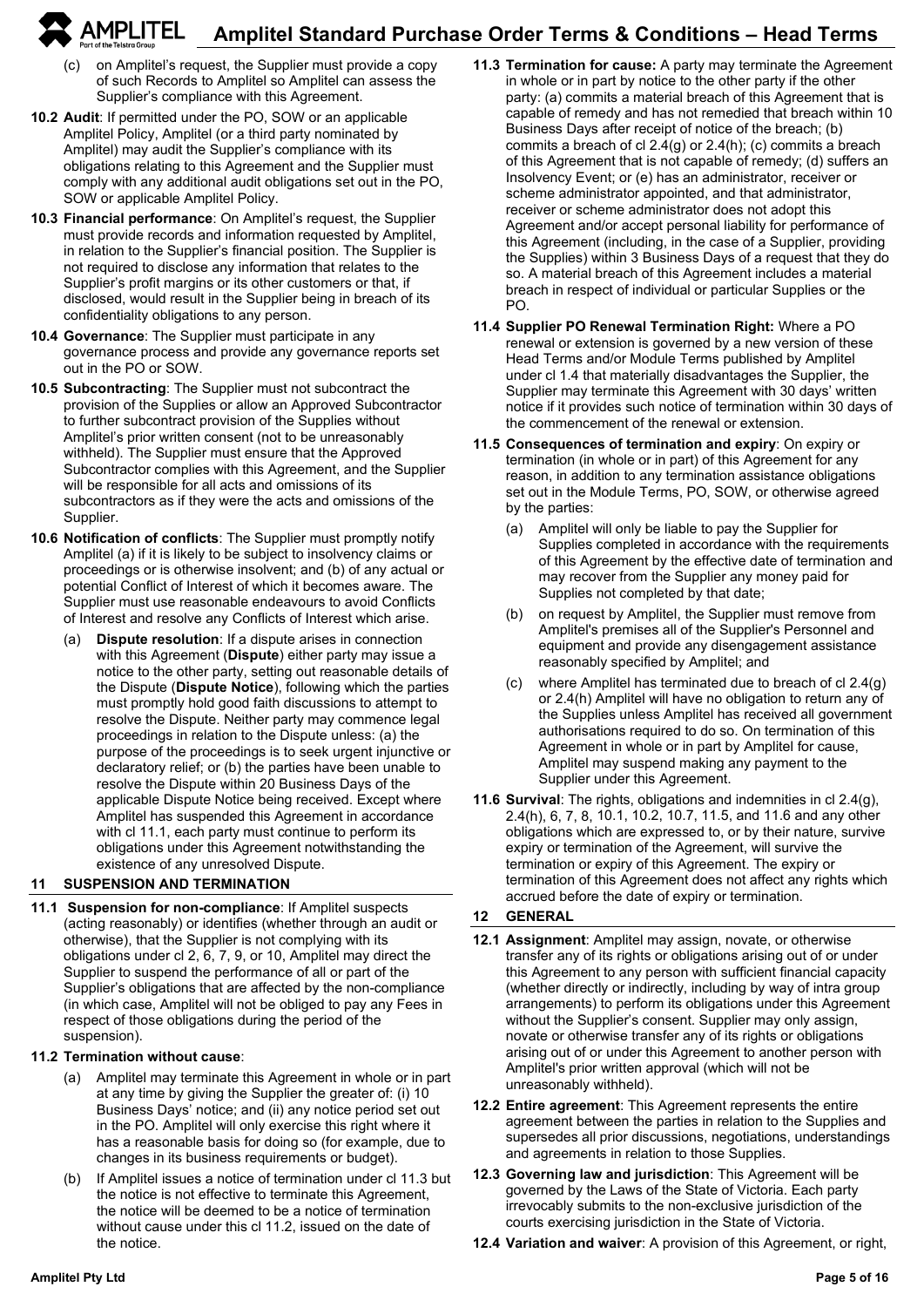(c) on Amplitel's request, the Supplier must provide a copy of such Records to Amplitel so Amplitel can assess the Supplier's compliance with this Agreement.

**10.2 Audit**: If permitted under the PO, SOW or an applicable Amplitel Policy, Amplitel (or a third party nominated by Amplitel) may audit the Supplier's compliance with its obligations relating to this Agreement and the Supplier must comply with any additional audit obligations set out in the PO, SOW or applicable Amplitel Policy.

**10.3 Financial performance**: On Amplitel's request, the Supplier must provide records and information requested by Amplitel, in relation to the Supplier's financial position. The Supplier is not required to disclose any information that relates to the Supplier's profit margins or its other customers or that, if disclosed, would result in the Supplier being in breach of its confidentiality obligations to any person.

**10.4 Governance**: The Supplier must participate in any governance process and provide any governance reports set out in the PO or SOW.

**10.5 Subcontracting**: The Supplier must not subcontract the provision of the Supplies or allow an Approved Subcontractor to further subcontract provision of the Supplies without Amplitel's prior written consent (not to be unreasonably withheld). The Supplier must ensure that the Approved Subcontractor complies with this Agreement, and the Supplier will be responsible for all acts and omissions of its subcontractors as if they were the acts and omissions of the Supplier.

**10.6 Notification of conflicts**: The Supplier must promptly notify Amplitel (a) if it is likely to be subject to insolvency claims or proceedings or is otherwise insolvent; and (b) of any actual or potential Conflict of Interest of which it becomes aware. The Supplier must use reasonable endeavours to avoid Conflicts of Interest and resolve any Conflicts of Interest which arise.

(a) **Dispute resolution**: If a dispute arises in connection with this Agreement (**Dispute**) either party may issue a notice to the other party, setting out reasonable details of the Dispute (**Dispute Notice**), following which the parties must promptly hold good faith discussions to attempt to resolve the Dispute. Neither party may commence legal proceedings in relation to the Dispute unless: (a) the purpose of the proceedings is to seek urgent injunctive or declaratory relief; or (b) the parties have been unable to resolve the Dispute within 20 Business Days of the applicable Dispute Notice being received. Except where Amplitel has suspended this Agreement in accordance with cl 11.1, each party must continue to perform its obligations under this Agreement notwithstanding the existence of any unresolved Dispute.

## 11 SUSPENSION AND TERMINATION

**11.1 Suspension for non-compliance**: If Amplitel suspects (acting reasonably) or identifies (whether through an audit or otherwise), that the Supplier is not complying with its obligations under cl 2, 6, 7, 9, or 10, Amplitel may direct the Supplier to suspend the performance of all or part of the Supplier's obligations that are affected by the non-compliance (in which case, Amplitel will not be obliged to pay any Fees in respect of those obligations during the period of the suspension).

**11.2 Termination without cause**:

(a) Amplitel may terminate this Agreement in whole or in part at any time by giving the Supplier the greater of: (i) 10 Business Days' notice; and (ii) any notice period set out in the PO. Amplitel will only exercise this right where it has a reasonable basis for doing so (for example, due to changes in its business requirements or budget).

(b) If Amplitel issues a notice of termination under cl 11.3 but the notice is not effective to terminate this Agreement, the notice will be deemed to be a notice of termination without cause under this cl 11.2, issued on the date of the notice.

**11.3 Termination for cause:** A party may terminate the Agreement in whole or in part by notice to the other party if the other party: (a) commits a material breach of this Agreement that is capable of remedy and has not remedied that breach within 10 Business Days after receipt of notice of the breach; (b) commits a breach of cl 2.4(g) or 2.4(h); (c) commits a breach of this Agreement that is not capable of remedy; (d) suffers an Insolvency Event; or (e) has an administrator, receiver or scheme administrator appointed, and that administrator, receiver or scheme administrator does not adopt this Agreement and/or accept personal liability for performance of this Agreement (including, in the case of a Supplier, providing the Supplies) within 3 Business Days of a request that they do so. A material breach of this Agreement includes a material breach in respect of individual or particular Supplies or the PO.

**11.4 Supplier PO Renewal Termination Right:** Where a PO renewal or extension is governed by a new version of these Head Terms and/or Module Terms published by Amplitel under cl 1.4 that materially disadvantages the Supplier, the Supplier may terminate this Agreement with 30 days' written notice if it provides such notice of termination within 30 days of the commencement of the renewal or extension.

**11.5 Consequences of termination and expiry**: On expiry or termination (in whole or in part) of this Agreement for any reason, in addition to any termination assistance obligations set out in the Module Terms, PO, SOW, or otherwise agreed by the parties:

(a) Amplitel will only be liable to pay the Supplier for Supplies completed in accordance with the requirements of this Agreement by the effective date of termination and may recover from the Supplier any money paid for Supplies not completed by that date;

(b) on request by Amplitel, the Supplier must remove from Amplitel's premises all of the Supplier's Personnel and equipment and provide any disengagement assistance reasonably specified by Amplitel; and

(c) where Amplitel has terminated due to breach of cl 2.4(g) or 2.4(h) Amplitel will have no obligation to return any of the Supplies unless Amplitel has received all government authorisations required to do so. On termination of this Agreement in whole or in part by Amplitel for cause, Amplitel may suspend making any payment to the Supplier under this Agreement.

**11.6 Survival**: The rights, obligations and indemnities in cl 2.4(g), 2.4(h), 6, 7, 8, 10.1, 10.2, 10.7, 11.5, and 11.6 and any other obligations which are expressed to, or by their nature, survive expiry or termination of the Agreement, will survive the termination or expiry of this Agreement. The expiry or termination of this Agreement does not affect any rights which accrued before the date of expiry or termination.

## 12 GENERAL

**12.1 Assignment**: Amplitel may assign, novate, or otherwise transfer any of its rights or obligations arising out of or under this Agreement to any person with sufficient financial capacity (whether directly or indirectly, including by way of intra group arrangements) to perform its obligations under this Agreement without the Supplier's consent. Supplier may only assign, novate or otherwise transfer any of its rights or obligations arising out of or under this Agreement to another person with Amplitel's prior written approval (which will not be unreasonably withheld).

**12.2 Entire agreement**: This Agreement represents the entire agreement between the parties in relation to the Supplies and supersedes all prior discussions, negotiations, understandings and agreements in relation to those Supplies.

**12.3 Governing law and jurisdiction**: This Agreement will be governed by the Laws of the State of Victoria. Each party irrevocably submits to the non-exclusive jurisdiction of the courts exercising jurisdiction in the State of Victoria.

**12.4 Variation and waiver**: A provision of this Agreement, or right,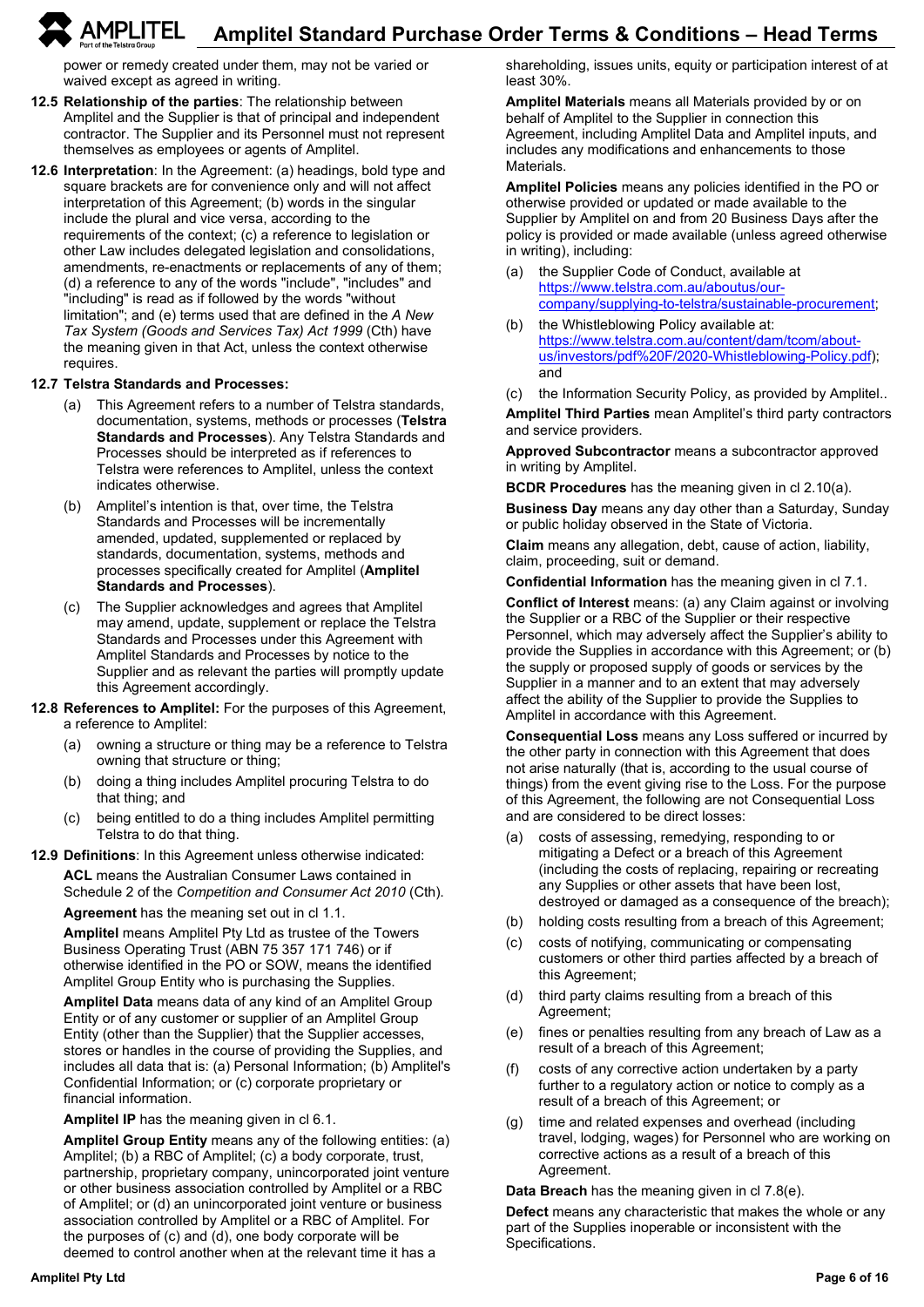power or remedy created under them, may not be varied or waived except as agreed in writing.

**12.5 Relationship of the parties**: The relationship between Amplitel and the Supplier is that of principal and independent contractor. The Supplier and its Personnel must not represent themselves as employees or agents of Amplitel.

**12.6 Interpretation**: In the Agreement: (a) headings, bold type and square brackets are for convenience only and will not affect interpretation of this Agreement; (b) words in the singular include the plural and vice versa, according to the requirements of the context; (c) a reference to legislation or other Law includes delegated legislation and consolidations, amendments, re-enactments or replacements of any of them; (d) a reference to any of the words "include", "includes" and "including" is read as if followed by the words "without limitation"; and (e) terms used that are defined in the *A New Tax System (Goods and Services Tax) Act 1999* (Cth) have the meaning given in that Act, unless the context otherwise requires.

**12.7 Telstra Standards and Processes:**

(a) This Agreement refers to a number of Telstra standards, documentation, systems, methods or processes (**Telstra Standards and Processes**). Any Telstra Standards and Processes should be interpreted as if references to Telstra were references to Amplitel, unless the context indicates otherwise.

(b) Amplitel's intention is that, over time, the Telstra Standards and Processes will be incrementally amended, updated, supplemented or replaced by standards, documentation, systems, methods and processes specifically created for Amplitel (**Amplitel Standards and Processes**).

(c) The Supplier acknowledges and agrees that Amplitel may amend, update, supplement or replace the Telstra Standards and Processes under this Agreement with Amplitel Standards and Processes by notice to the Supplier and as relevant the parties will promptly update this Agreement accordingly.

**12.8 References to Amplitel:** For the purposes of this Agreement, a reference to Amplitel:

(a) owning a structure or thing may be a reference to Telstra owning that structure or thing;

(b) doing a thing includes Amplitel procuring Telstra to do that thing; and

(c) being entitled to do a thing includes Amplitel permitting Telstra to do that thing.

**12.9 Definitions**: In this Agreement unless otherwise indicated:

**ACL** means the Australian Consumer Laws contained in Schedule 2 of the *Competition and Consumer Act 2010* (Cth).

**Agreement** has the meaning set out in cl 1.1.

**Amplitel** means Amplitel Pty Ltd as trustee of the Towers Business Operating Trust (ABN 75 357 171 746) or if otherwise identified in the PO or SOW, means the identified Amplitel Group Entity who is purchasing the Supplies.

**Amplitel Data** means data of any kind of an Amplitel Group Entity or of any customer or supplier of an Amplitel Group Entity (other than the Supplier) that the Supplier accesses, stores or handles in the course of providing the Supplies, and includes all data that is: (a) Personal Information; (b) Amplitel's Confidential Information; or (c) corporate proprietary or financial information.

**Amplitel IP** has the meaning given in cl 6.1.

**Amplitel Group Entity** means any of the following entities: (a) Amplitel; (b) a RBC of Amplitel; (c) a body corporate, trust, partnership, proprietary company, unincorporated joint venture or other business association controlled by Amplitel or a RBC of Amplitel; or (d) an unincorporated joint venture or business association controlled by Amplitel or a RBC of Amplitel. For the purposes of (c) and (d), one body corporate will be deemed to control another when at the relevant time it has a shareholding, issues units, equity or participation interest of at least 30%.

**Amplitel Materials** means all Materials provided by or on behalf of Amplitel to the Supplier in connection this Agreement, including Amplitel Data and Amplitel inputs, and includes any modifications and enhancements to those Materials.

**Amplitel Policies** means any policies identified in the PO or otherwise provided or updated or made available to the Supplier by Amplitel on and from 20 Business Days after the policy is provided or made available (unless agreed otherwise in writing), including:

(a) the Supplier Code of Conduct, available at https://www.telstra.com.au/aboutus/our-company/supplying-to-telstra/sustainable-procurement;

(b) the Whistleblowing Policy available at: https://www.telstra.com.au/content/dam/tcom/about-us/investors/pdf%20F/2020-Whistleblowing-Policy.pdf); and

(c) the Information Security Policy, as provided by Amplitel..

**Amplitel Third Parties** mean Amplitel's third party contractors and service providers.

**Approved Subcontractor** means a subcontractor approved in writing by Amplitel.

**BCDR Procedures** has the meaning given in cl 2.10(a).

**Business Day** means any day other than a Saturday, Sunday or public holiday observed in the State of Victoria.

**Claim** means any allegation, debt, cause of action, liability, claim, proceeding, suit or demand.

**Confidential Information** has the meaning given in cl 7.1.

**Conflict of Interest** means: (a) any Claim against or involving the Supplier or a RBC of the Supplier or their respective Personnel, which may adversely affect the Supplier's ability to provide the Supplies in accordance with this Agreement; or (b) the supply or proposed supply of goods or services by the Supplier in a manner and to an extent that may adversely affect the ability of the Supplier to provide the Supplies to Amplitel in accordance with this Agreement.

**Consequential Loss** means any Loss suffered or incurred by the other party in connection with this Agreement that does not arise naturally (that is, according to the usual course of things) from the event giving rise to the Loss. For the purpose of this Agreement, the following are not Consequential Loss and are considered to be direct losses:

(a) costs of assessing, remedying, responding to or mitigating a Defect or a breach of this Agreement (including the costs of replacing, repairing or recreating any Supplies or other assets that have been lost, destroyed or damaged as a consequence of the breach);

(b) holding costs resulting from a breach of this Agreement;

(c) costs of notifying, communicating or compensating customers or other third parties affected by a breach of this Agreement;

(d) third party claims resulting from a breach of this Agreement;

(e) fines or penalties resulting from any breach of Law as a result of a breach of this Agreement;

(f) costs of any corrective action undertaken by a party further to a regulatory action or notice to comply as a result of a breach of this Agreement; or

(g) time and related expenses and overhead (including travel, lodging, wages) for Personnel who are working on corrective actions as a result of a breach of this Agreement.

**Data Breach** has the meaning given in cl 7.8(e).

**Defect** means any characteristic that makes the whole or any part of the Supplies inoperable or inconsistent with the Specifications.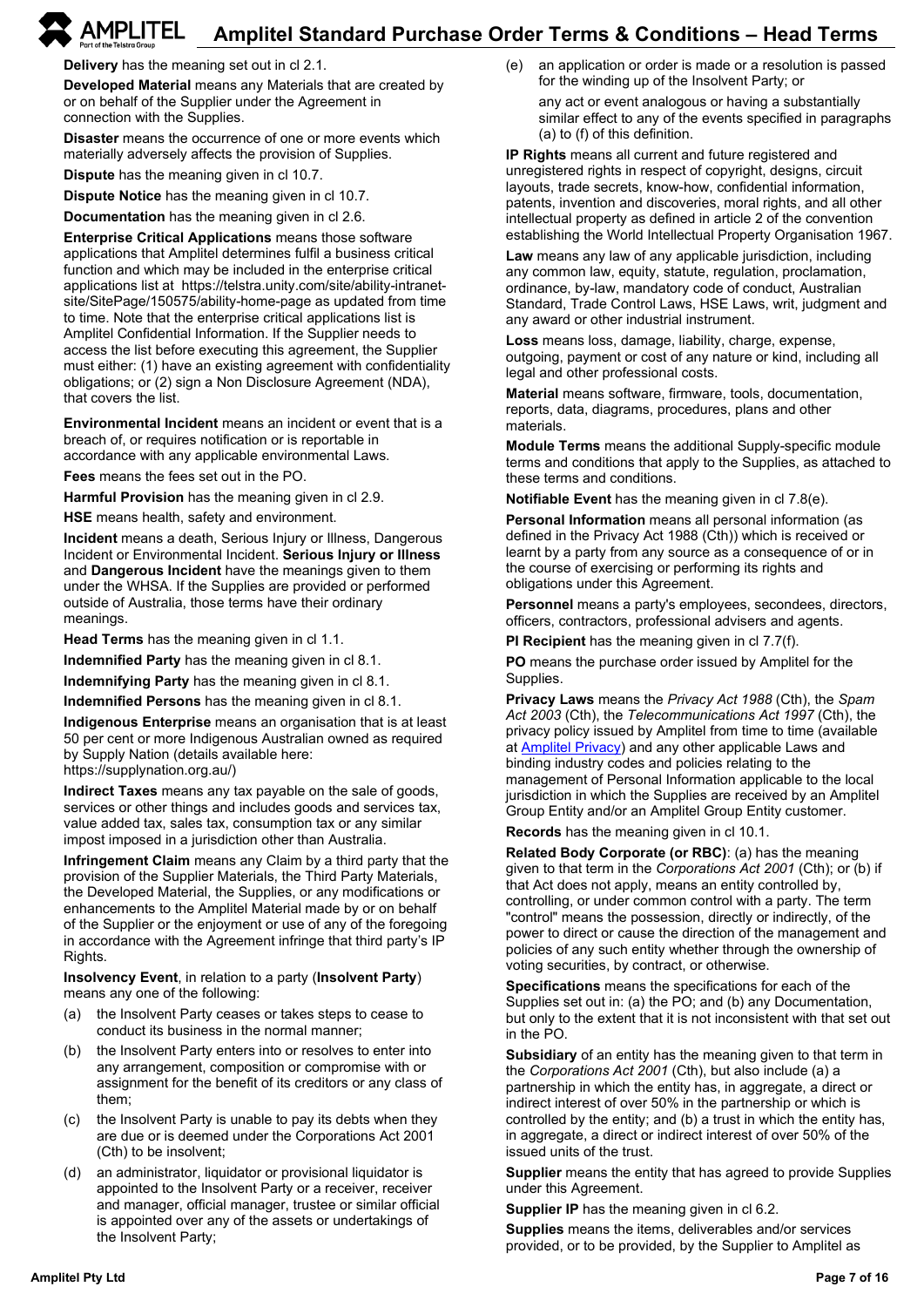**Delivery** has the meaning set out in cl 2.1.

**Developed Material** means any Materials that are created by or on behalf of the Supplier under the Agreement in connection with the Supplies.

**Disaster** means the occurrence of one or more events which materially adversely affects the provision of Supplies.

**Dispute** has the meaning given in cl 10.7.

**Dispute Notice** has the meaning given in cl 10.7.

**Documentation** has the meaning given in cl 2.6.

**Enterprise Critical Applications** means those software applications that Amplitel determines fulfil a business critical function and which may be included in the enterprise critical applications list at https://telstra.unity.com/site/ability-intranet-site/SitePage/150575/ability-home-page as updated from time to time. Note that the enterprise critical applications list is Amplitel Confidential Information. If the Supplier needs to access the list before executing this agreement, the Supplier must either: (1) have an existing agreement with confidentiality obligations; or (2) sign a Non Disclosure Agreement (NDA), that covers the list.

**Environmental Incident** means an incident or event that is a breach of, or requires notification or is reportable in accordance with any applicable environmental Laws.

**Fees** means the fees set out in the PO.

**Harmful Provision** has the meaning given in cl 2.9.

**HSE** means health, safety and environment.

**Incident** means a death, Serious Injury or Illness, Dangerous Incident or Environmental Incident. **Serious Injury or Illness** and **Dangerous Incident** have the meanings given to them under the WHSA. If the Supplies are provided or performed outside of Australia, those terms have their ordinary meanings.

**Head Terms** has the meaning given in cl 1.1.

**Indemnified Party** has the meaning given in cl 8.1.

**Indemnifying Party** has the meaning given in cl 8.1.

**Indemnified Persons** has the meaning given in cl 8.1.

**Indigenous Enterprise** means an organisation that is at least 50 per cent or more Indigenous Australian owned as required by Supply Nation (details available here: https://supplynation.org.au/)

**Indirect Taxes** means any tax payable on the sale of goods, services or other things and includes goods and services tax, value added tax, sales tax, consumption tax or any similar impost imposed in a jurisdiction other than Australia.

**Infringement Claim** means any Claim by a third party that the provision of the Supplier Materials, the Third Party Materials, the Developed Material, the Supplies, or any modifications or enhancements to the Amplitel Material made by or on behalf of the Supplier or the enjoyment or use of any of the foregoing in accordance with the Agreement infringe that third party's IP Rights.

**Insolvency Event**, in relation to a party (**Insolvent Party**) means any one of the following:

(a) the Insolvent Party ceases or takes steps to cease to conduct its business in the normal manner;

(b) the Insolvent Party enters into or resolves to enter into any arrangement, composition or compromise with or assignment for the benefit of its creditors or any class of them;

(c) the Insolvent Party is unable to pay its debts when they are due or is deemed under the Corporations Act 2001 (Cth) to be insolvent;

(d) an administrator, liquidator or provisional liquidator is appointed to the Insolvent Party or a receiver, receiver and manager, official manager, trustee or similar official is appointed over any of the assets or undertakings of the Insolvent Party;

(e) an application or order is made or a resolution is passed for the winding up of the Insolvent Party; or

any act or event analogous or having a substantially similar effect to any of the events specified in paragraphs (a) to (f) of this definition.

**IP Rights** means all current and future registered and unregistered rights in respect of copyright, designs, circuit layouts, trade secrets, know-how, confidential information, patents, invention and discoveries, moral rights, and all other intellectual property as defined in article 2 of the convention establishing the World Intellectual Property Organisation 1967.

**Law** means any law of any applicable jurisdiction, including any common law, equity, statute, regulation, proclamation, ordinance, by-law, mandatory code of conduct, Australian Standard, Trade Control Laws, HSE Laws, writ, judgment and any award or other industrial instrument.

**Loss** means loss, damage, liability, charge, expense, outgoing, payment or cost of any nature or kind, including all legal and other professional costs.

**Material** means software, firmware, tools, documentation, reports, data, diagrams, procedures, plans and other materials.

**Module Terms** means the additional Supply-specific module terms and conditions that apply to the Supplies, as attached to these terms and conditions.

**Notifiable Event** has the meaning given in cl 7.8(e).

**Personal Information** means all personal information (as defined in the Privacy Act 1988 (Cth)) which is received or learnt by a party from any source as a consequence of or in the course of exercising or performing its rights and obligations under this Agreement.

**Personnel** means a party's employees, secondees, directors, officers, contractors, professional advisers and agents.

**PI Recipient** has the meaning given in cl 7.7(f).

**PO** means the purchase order issued by Amplitel for the Supplies.

**Privacy Laws** means the *Privacy Act 1988* (Cth), the *Spam Act 2003* (Cth), the *Telecommunications Act 1997* (Cth), the privacy policy issued by Amplitel from time to time (available at Amplitel Privacy) and any other applicable Laws and binding industry codes and policies relating to the management of Personal Information applicable to the local jurisdiction in which the Supplies are received by an Amplitel Group Entity and/or an Amplitel Group Entity customer.

**Records** has the meaning given in cl 10.1.

**Related Body Corporate (or RBC)**: (a) has the meaning given to that term in the *Corporations Act 2001* (Cth); or (b) if that Act does not apply, means an entity controlled by, controlling, or under common control with a party. The term "control" means the possession, directly or indirectly, of the power to direct or cause the direction of the management and policies of any such entity whether through the ownership of voting securities, by contract, or otherwise.

**Specifications** means the specifications for each of the Supplies set out in: (a) the PO; and (b) any Documentation, but only to the extent that it is not inconsistent with that set out in the PO.

**Subsidiary** of an entity has the meaning given to that term in the *Corporations Act 2001* (Cth), but also include (a) a partnership in which the entity has, in aggregate, a direct or indirect interest of over 50% in the partnership or which is controlled by the entity; and (b) a trust in which the entity has, in aggregate, a direct or indirect interest of over 50% of the issued units of the trust.

**Supplier** means the entity that has agreed to provide Supplies under this Agreement.

**Supplier IP** has the meaning given in cl 6.2.

**Supplies** means the items, deliverables and/or services provided, or to be provided, by the Supplier to Amplitel as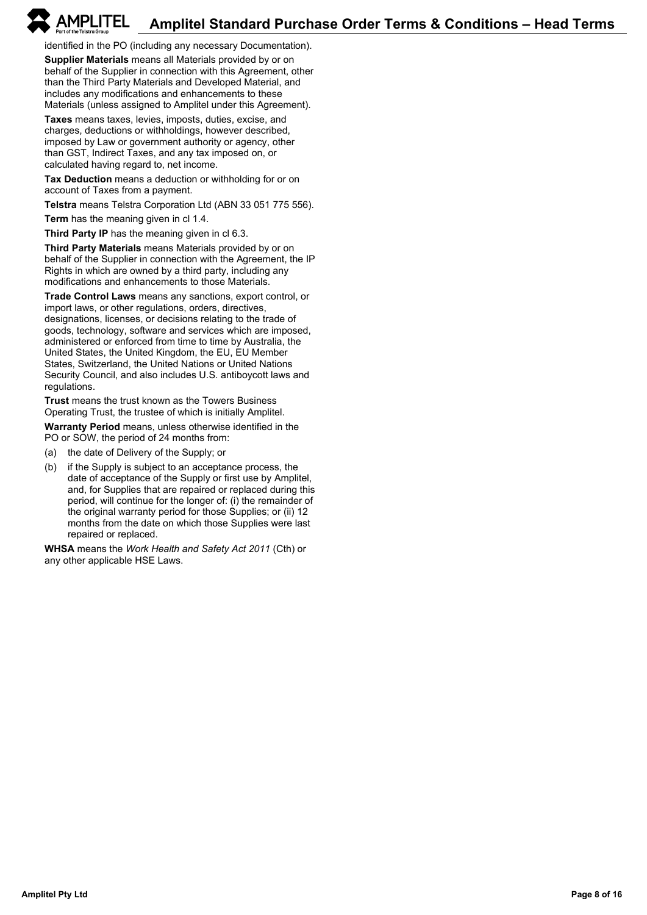identified in the PO (including any necessary Documentation).

**Supplier Materials** means all Materials provided by or on behalf of the Supplier in connection with this Agreement, other than the Third Party Materials and Developed Material, and includes any modifications and enhancements to these Materials (unless assigned to Amplitel under this Agreement).

**Taxes** means taxes, levies, imposts, duties, excise, and charges, deductions or withholdings, however described, imposed by Law or government authority or agency, other than GST, Indirect Taxes, and any tax imposed on, or calculated having regard to, net income.

**Tax Deduction** means a deduction or withholding for or on account of Taxes from a payment.

**Telstra** means Telstra Corporation Ltd (ABN 33 051 775 556).

**Term** has the meaning given in cl 1.4.

**Third Party IP** has the meaning given in cl 6.3.

**Third Party Materials** means Materials provided by or on behalf of the Supplier in connection with the Agreement, the IP Rights in which are owned by a third party, including any modifications and enhancements to those Materials.

**Trade Control Laws** means any sanctions, export control, or import laws, or other regulations, orders, directives, designations, licenses, or decisions relating to the trade of goods, technology, software and services which are imposed, administered or enforced from time to time by Australia, the United States, the United Kingdom, the EU, EU Member States, Switzerland, the United Nations or United Nations Security Council, and also includes U.S. antiboycott laws and regulations.

**Trust** means the trust known as the Towers Business Operating Trust, the trustee of which is initially Amplitel.

**Warranty Period** means, unless otherwise identified in the PO or SOW, the period of 24 months from:

(a) the date of Delivery of the Supply; or

(b) if the Supply is subject to an acceptance process, the date of acceptance of the Supply or first use by Amplitel, and, for Supplies that are repaired or replaced during this period, will continue for the longer of: (i) the remainder of the original warranty period for those Supplies; or (ii) 12 months from the date on which those Supplies were last repaired or replaced.

**WHSA** means the *Work Health and Safety Act 2011* (Cth) or any other applicable HSE Laws.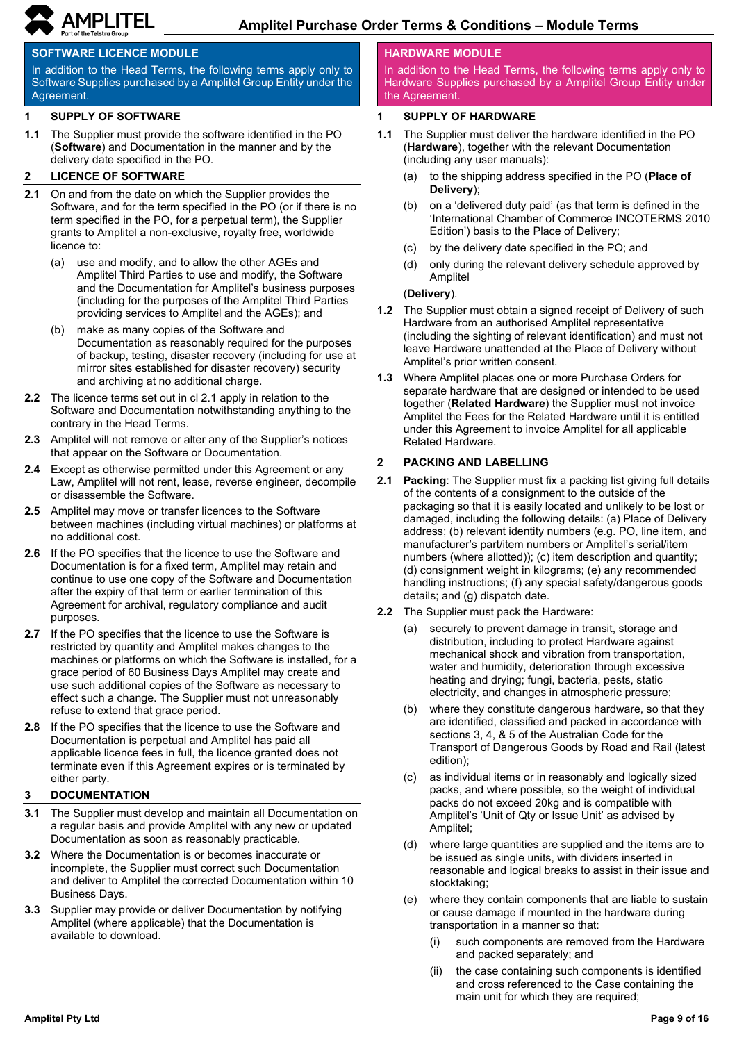## SOFTWARE LICENCE MODULE

In addition to the Head Terms, the following terms apply only to Software Supplies purchased by a Amplitel Group Entity under the Agreement.

### 1 SUPPLY OF SOFTWARE

**1.1** The Supplier must provide the software identified in the PO (**Software**) and Documentation in the manner and by the delivery date specified in the PO.

### 2 LICENCE OF SOFTWARE

**2.1** On and from the date on which the Supplier provides the Software, and for the term specified in the PO (or if there is no term specified in the PO, for a perpetual term), the Supplier grants to Amplitel a non-exclusive, royalty free, worldwide licence to:

(a) use and modify, and to allow the other AGEs and Amplitel Third Parties to use and modify, the Software and the Documentation for Amplitel's business purposes (including for the purposes of the Amplitel Third Parties providing services to Amplitel and the AGEs); and

(b) make as many copies of the Software and Documentation as reasonably required for the purposes of backup, testing, disaster recovery (including for use at mirror sites established for disaster recovery) security and archiving at no additional charge.

**2.2** The licence terms set out in cl 2.1 apply in relation to the Software and Documentation notwithstanding anything to the contrary in the Head Terms.

**2.3** Amplitel will not remove or alter any of the Supplier's notices that appear on the Software or Documentation.

**2.4** Except as otherwise permitted under this Agreement or any Law, Amplitel will not rent, lease, reverse engineer, decompile or disassemble the Software.

**2.5** Amplitel may move or transfer licences to the Software between machines (including virtual machines) or platforms at no additional cost.

**2.6** If the PO specifies that the licence to use the Software and Documentation is for a fixed term, Amplitel may retain and continue to use one copy of the Software and Documentation after the expiry of that term or earlier termination of this Agreement for archival, regulatory compliance and audit purposes.

**2.7** If the PO specifies that the licence to use the Software is restricted by quantity and Amplitel makes changes to the machines or platforms on which the Software is installed, for a grace period of 60 Business Days Amplitel may create and use such additional copies of the Software as necessary to effect such a change. The Supplier must not unreasonably refuse to extend that grace period.

**2.8** If the PO specifies that the licence to use the Software and Documentation is perpetual and Amplitel has paid all applicable licence fees in full, the licence granted does not terminate even if this Agreement expires or is terminated by either party.

### 3 DOCUMENTATION

**3.1** The Supplier must develop and maintain all Documentation on a regular basis and provide Amplitel with any new or updated Documentation as soon as reasonably practicable.

**3.2** Where the Documentation is or becomes inaccurate or incomplete, the Supplier must correct such Documentation and deliver to Amplitel the corrected Documentation within 10 Business Days.

**3.3** Supplier may provide or deliver Documentation by notifying Amplitel (where applicable) that the Documentation is available to download.

## HARDWARE MODULE

In addition to the Head Terms, the following terms apply only to Hardware Supplies purchased by a Amplitel Group Entity under the Agreement.

### 1 SUPPLY OF HARDWARE

**1.1** The Supplier must deliver the hardware identified in the PO (**Hardware**), together with the relevant Documentation (including any user manuals):

(a) to the shipping address specified in the PO (**Place of Delivery**);

(b) on a 'delivered duty paid' (as that term is defined in the 'International Chamber of Commerce INCOTERMS 2010 Edition') basis to the Place of Delivery;

(c) by the delivery date specified in the PO; and

(d) only during the relevant delivery schedule approved by Amplitel

(**Delivery**).

**1.2** The Supplier must obtain a signed receipt of Delivery of such Hardware from an authorised Amplitel representative (including the sighting of relevant identification) and must not leave Hardware unattended at the Place of Delivery without Amplitel's prior written consent.

**1.3** Where Amplitel places one or more Purchase Orders for separate hardware that are designed or intended to be used together (**Related Hardware**) the Supplier must not invoice Amplitel the Fees for the Related Hardware until it is entitled under this Agreement to invoice Amplitel for all applicable Related Hardware.

### 2 PACKING AND LABELLING

**2.1** **Packing**: The Supplier must fix a packing list giving full details of the contents of a consignment to the outside of the packaging so that it is easily located and unlikely to be lost or damaged, including the following details: (a) Place of Delivery address; (b) relevant identity numbers (e.g. PO, line item, and manufacturer's part/item numbers or Amplitel's serial/item numbers (where allotted)); (c) item description and quantity; (d) consignment weight in kilograms; (e) any recommended handling instructions; (f) any special safety/dangerous goods details; and (g) dispatch date.

**2.2** The Supplier must pack the Hardware:

(a) securely to prevent damage in transit, storage and distribution, including to protect Hardware against mechanical shock and vibration from transportation, water and humidity, deterioration through excessive heating and drying; fungi, bacteria, pests, static electricity, and changes in atmospheric pressure;

(b) where they constitute dangerous hardware, so that they are identified, classified and packed in accordance with sections 3, 4, & 5 of the Australian Code for the Transport of Dangerous Goods by Road and Rail (latest edition);

(c) as individual items or in reasonably and logically sized packs, and where possible, so the weight of individual packs do not exceed 20kg and is compatible with Amplitel's 'Unit of Qty or Issue Unit' as advised by Amplitel;

(d) where large quantities are supplied and the items are to be issued as single units, with dividers inserted in reasonable and logical breaks to assist in their issue and stocktaking;

(e) where they contain components that are liable to sustain or cause damage if mounted in the hardware during transportation in a manner so that:

(i) such components are removed from the Hardware and packed separately; and

(ii) the case containing such components is identified and cross referenced to the Case containing the main unit for which they are required;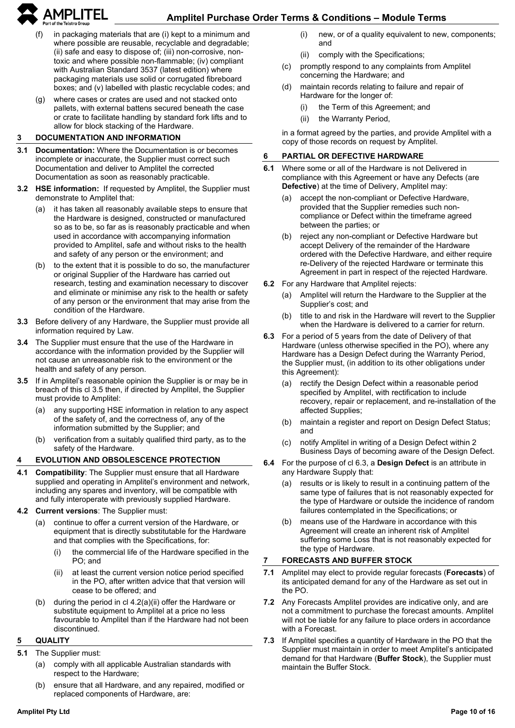(f) in packaging materials that are (i) kept to a minimum and where possible are reusable, recyclable and degradable; (ii) safe and easy to dispose of; (iii) non-corrosive, non-toxic and where possible non-flammable; (iv) compliant with Australian Standard 3537 (latest edition) where packaging materials use solid or corrugated fibreboard boxes; and (v) labelled with plastic recyclable codes; and

(g) where cases or crates are used and not stacked onto pallets, with external battens secured beneath the case or crate to facilitate handling by standard fork lifts and to allow for block stacking of the Hardware.

## 3 DOCUMENTATION AND INFORMATION

**3.1 Documentation:** Where the Documentation is or becomes incomplete or inaccurate, the Supplier must correct such Documentation and deliver to Amplitel the corrected Documentation as soon as reasonably practicable.

**3.2 HSE information:** If requested by Amplitel, the Supplier must demonstrate to Amplitel that:

(a) it has taken all reasonably available steps to ensure that the Hardware is designed, constructed or manufactured so as to be, so far as is reasonably practicable and when used in accordance with accompanying information provided to Amplitel, safe and without risks to the health and safety of any person or the environment; and

(b) to the extent that it is possible to do so, the manufacturer or original Supplier of the Hardware has carried out research, testing and examination necessary to discover and eliminate or minimise any risk to the health or safety of any person or the environment that may arise from the condition of the Hardware.

**3.3** Before delivery of any Hardware, the Supplier must provide all information required by Law.

**3.4** The Supplier must ensure that the use of the Hardware in accordance with the information provided by the Supplier will not cause an unreasonable risk to the environment or the health and safety of any person.

**3.5** If in Amplitel's reasonable opinion the Supplier is or may be in breach of this cl 3.5 then, if directed by Amplitel, the Supplier must provide to Amplitel:

(a) any supporting HSE information in relation to any aspect of the safety of, and the correctness of, any of the information submitted by the Supplier; and

(b) verification from a suitably qualified third party, as to the safety of the Hardware.

## 4 EVOLUTION AND OBSOLESCENCE PROTECTION

**4.1 Compatibility**: The Supplier must ensure that all Hardware supplied and operating in Amplitel's environment and network, including any spares and inventory, will be compatible with and fully interoperate with previously supplied Hardware.

**4.2 Current versions**: The Supplier must:

(a) continue to offer a current version of the Hardware, or equipment that is directly substitutable for the Hardware and that complies with the Specifications, for:

(i) the commercial life of the Hardware specified in the PO; and

(ii) at least the current version notice period specified in the PO, after written advice that that version will cease to be offered; and

(b) during the period in cl 4.2(a)(ii) offer the Hardware or substitute equipment to Amplitel at a price no less favourable to Amplitel than if the Hardware had not been discontinued.

## 5 QUALITY

**5.1** The Supplier must:

(a) comply with all applicable Australian standards with respect to the Hardware;

(b) ensure that all Hardware, and any repaired, modified or replaced components of Hardware, are:

(i) new, or of a quality equivalent to new, components; and

(ii) comply with the Specifications;

(c) promptly respond to any complaints from Amplitel concerning the Hardware; and

(d) maintain records relating to failure and repair of Hardware for the longer of:

(i) the Term of this Agreement; and

(ii) the Warranty Period,

in a format agreed by the parties, and provide Amplitel with a copy of those records on request by Amplitel.

## 6 PARTIAL OR DEFECTIVE HARDWARE

**6.1** Where some or all of the Hardware is not Delivered in compliance with this Agreement or have any Defects (are **Defective**) at the time of Delivery, Amplitel may:

(a) accept the non-compliant or Defective Hardware, provided that the Supplier remedies such non-compliance or Defect within the timeframe agreed between the parties; or

(b) reject any non-compliant or Defective Hardware but accept Delivery of the remainder of the Hardware ordered with the Defective Hardware, and either require re-Delivery of the rejected Hardware or terminate this Agreement in part in respect of the rejected Hardware.

**6.2** For any Hardware that Amplitel rejects:

(a) Amplitel will return the Hardware to the Supplier at the Supplier's cost; and

(b) title to and risk in the Hardware will revert to the Supplier when the Hardware is delivered to a carrier for return.

**6.3** For a period of 5 years from the date of Delivery of that Hardware (unless otherwise specified in the PO), where any Hardware has a Design Defect during the Warranty Period, the Supplier must, (in addition to its other obligations under this Agreement):

(a) rectify the Design Defect within a reasonable period specified by Amplitel, with rectification to include recovery, repair or replacement, and re-installation of the affected Supplies;

(b) maintain a register and report on Design Defect Status; and

(c) notify Amplitel in writing of a Design Defect within 2 Business Days of becoming aware of the Design Defect.

**6.4** For the purpose of cl 6.3, a **Design Defect** is an attribute in any Hardware Supply that:

(a) results or is likely to result in a continuing pattern of the same type of failures that is not reasonably expected for the type of Hardware or outside the incidence of random failures contemplated in the Specifications; or

(b) means use of the Hardware in accordance with this Agreement will create an inherent risk of Amplitel suffering some Loss that is not reasonably expected for the type of Hardware.

## 7 FORECASTS AND BUFFER STOCK

**7.1** Amplitel may elect to provide regular forecasts (**Forecasts**) of its anticipated demand for any of the Hardware as set out in the PO.

**7.2** Any Forecasts Amplitel provides are indicative only, and are not a commitment to purchase the forecast amounts. Amplitel will not be liable for any failure to place orders in accordance with a Forecast.

**7.3** If Amplitel specifies a quantity of Hardware in the PO that the Supplier must maintain in order to meet Amplitel's anticipated demand for that Hardware (**Buffer Stock**), the Supplier must maintain the Buffer Stock.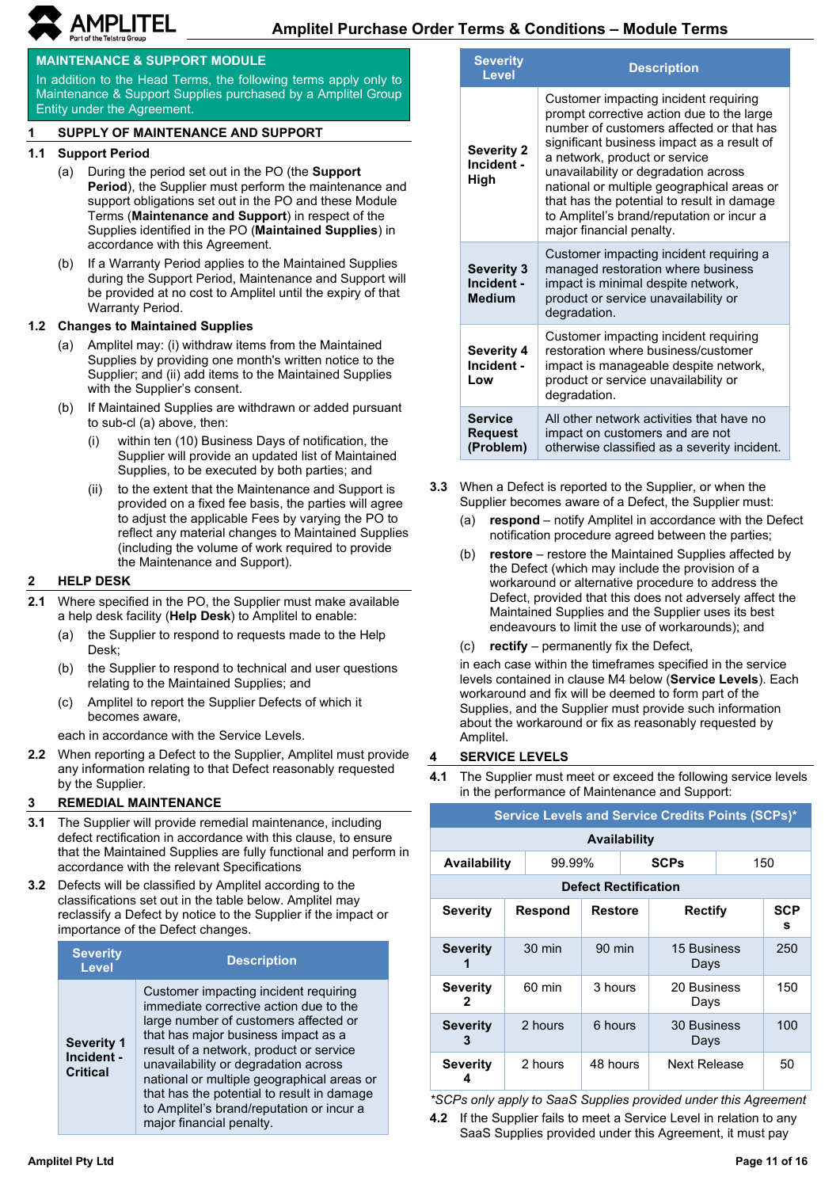## MAINTENANCE & SUPPORT MODULE

In addition to the Head Terms, the following terms apply only to Maintenance & Support Supplies purchased by a Amplitel Group Entity under the Agreement.

### 1 SUPPLY OF MAINTENANCE AND SUPPORT

**1.1 Support Period**

(a) During the period set out in the PO (the **Support Period**), the Supplier must perform the maintenance and support obligations set out in the PO and these Module Terms (**Maintenance and Support**) in respect of the Supplies identified in the PO (**Maintained Supplies**) in accordance with this Agreement.

(b) If a Warranty Period applies to the Maintained Supplies during the Support Period, Maintenance and Support will be provided at no cost to Amplitel until the expiry of that Warranty Period.

**1.2 Changes to Maintained Supplies**

(a) Amplitel may: (i) withdraw items from the Maintained Supplies by providing one month's written notice to the Supplier; and (ii) add items to the Maintained Supplies with the Supplier's consent.

(b) If Maintained Supplies are withdrawn or added pursuant to sub-cl (a) above, then:

(i) within ten (10) Business Days of notification, the Supplier will provide an updated list of Maintained Supplies, to be executed by both parties; and

(ii) to the extent that the Maintenance and Support is provided on a fixed fee basis, the parties will agree to adjust the applicable Fees by varying the PO to reflect any material changes to Maintained Supplies (including the volume of work required to provide the Maintenance and Support).

### 2 HELP DESK

**2.1** Where specified in the PO, the Supplier must make available a help desk facility (**Help Desk**) to Amplitel to enable:

(a) the Supplier to respond to requests made to the Help Desk;

(b) the Supplier to respond to technical and user questions relating to the Maintained Supplies; and

(c) Amplitel to report the Supplier Defects of which it becomes aware,

each in accordance with the Service Levels.

**2.2** When reporting a Defect to the Supplier, Amplitel must provide any information relating to that Defect reasonably requested by the Supplier.

### 3 REMEDIAL MAINTENANCE

**3.1** The Supplier will provide remedial maintenance, including defect rectification in accordance with this clause, to ensure that the Maintained Supplies are fully functional and perform in accordance with the relevant Specifications

**3.2** Defects will be classified by Amplitel according to the classifications set out in the table below. Amplitel may reclassify a Defect by notice to the Supplier if the impact or importance of the Defect changes.

| Severity Level | Description |
|---|---|
| **Severity 1 Incident - Critical** | Customer impacting incident requiring immediate corrective action due to the large number of customers affected or that has major business impact as a result of a network, product or service unavailability or degradation across national or multiple geographical areas or that has the potential to result in damage to Amplitel's brand/reputation or incur a major financial penalty. |
| **Severity 2 Incident - High** | Customer impacting incident requiring prompt corrective action due to the large number of customers affected or that has significant business impact as a result of a network, product or service unavailability or degradation across national or multiple geographical areas or that has the potential to result in damage to Amplitel's brand/reputation or incur a major financial penalty. |
| **Severity 3 Incident - Medium** | Customer impacting incident requiring a managed restoration where business impact is minimal despite network, product or service unavailability or degradation. |
| **Severity 4 Incident - Low** | Customer impacting incident requiring restoration where business/customer impact is manageable despite network, product or service unavailability or degradation. |
| **Service Request (Problem)** | All other network activities that have no impact on customers and are not otherwise classified as a severity incident. |

**3.3** When a Defect is reported to the Supplier, or when the Supplier becomes aware of a Defect, the Supplier must:

(a) **respond** – notify Amplitel in accordance with the Defect notification procedure agreed between the parties;

(b) **restore** – restore the Maintained Supplies affected by the Defect (which may include the provision of a workaround or alternative procedure to address the Defect, provided that this does not adversely affect the Maintained Supplies and the Supplier uses its best endeavours to limit the use of workarounds); and

(c) **rectify** – permanently fix the Defect,

in each case within the timeframes specified in the service levels contained in clause M4 below (**Service Levels**). Each workaround and fix will be deemed to form part of the Supplies, and the Supplier must provide such information about the workaround or fix as reasonably requested by Amplitel.

### 4 SERVICE LEVELS

**4.1** The Supplier must meet or exceed the following service levels in the performance of Maintenance and Support:

| Service Levels and Service Credits Points (SCPs)* | | | | |
|---|---|---|---|---|
| **Availability** | | | | |
| **Availability** | 99.99% | **SCPs** | 150 | |
| **Defect Rectification** | | | | |
| **Severity** | **Respond** | **Restore** | **Rectify** | **SCPs** |
| **Severity 1** | 30 min | 90 min | 15 Business Days | 250 |
| **Severity 2** | 60 min | 3 hours | 20 Business Days | 150 |
| **Severity 3** | 2 hours | 6 hours | 30 Business Days | 100 |
| **Severity 4** | 2 hours | 48 hours | Next Release | 50 |

*\*SCPs only apply to SaaS Supplies provided under this Agreement*

**4.2** If the Supplier fails to meet a Service Level in relation to any SaaS Supplies provided under this Agreement, it must pay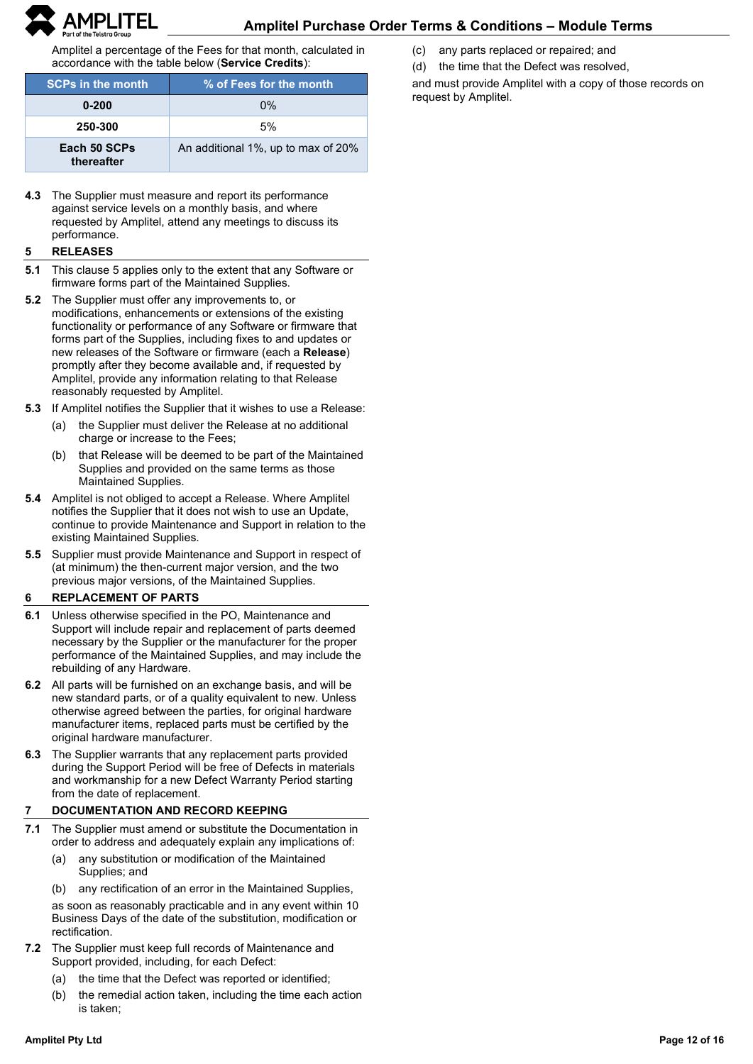Amplitel a percentage of the Fees for that month, calculated in accordance with the table below (**Service Credits**):

| SCPs in the month | % of Fees for the month |
|---|---|
| 0-200 | 0% |
| 250-300 | 5% |
| Each 50 SCPs thereafter | An additional 1%, up to max of 20% |

**4.3** The Supplier must measure and report its performance against service levels on a monthly basis, and where requested by Amplitel, attend any meetings to discuss its performance.

## 5 RELEASES

**5.1** This clause 5 applies only to the extent that any Software or firmware forms part of the Maintained Supplies.

**5.2** The Supplier must offer any improvements to, or modifications, enhancements or extensions of the existing functionality or performance of any Software or firmware that forms part of the Supplies, including fixes to and updates or new releases of the Software or firmware (each a **Release**) promptly after they become available and, if requested by Amplitel, provide any information relating to that Release reasonably requested by Amplitel.

**5.3** If Amplitel notifies the Supplier that it wishes to use a Release:

(a) the Supplier must deliver the Release at no additional charge or increase to the Fees;

(b) that Release will be deemed to be part of the Maintained Supplies and provided on the same terms as those Maintained Supplies.

**5.4** Amplitel is not obliged to accept a Release. Where Amplitel notifies the Supplier that it does not wish to use an Update, continue to provide Maintenance and Support in relation to the existing Maintained Supplies.

**5.5** Supplier must provide Maintenance and Support in respect of (at minimum) the then-current major version, and the two previous major versions, of the Maintained Supplies.

## 6 REPLACEMENT OF PARTS

**6.1** Unless otherwise specified in the PO, Maintenance and Support will include repair and replacement of parts deemed necessary by the Supplier or the manufacturer for the proper performance of the Maintained Supplies, and may include the rebuilding of any Hardware.

**6.2** All parts will be furnished on an exchange basis, and will be new standard parts, or of a quality equivalent to new. Unless otherwise agreed between the parties, for original hardware manufacturer items, replaced parts must be certified by the original hardware manufacturer.

**6.3** The Supplier warrants that any replacement parts provided during the Support Period will be free of Defects in materials and workmanship for a new Defect Warranty Period starting from the date of replacement.

## 7 DOCUMENTATION AND RECORD KEEPING

**7.1** The Supplier must amend or substitute the Documentation in order to address and adequately explain any implications of:

(a) any substitution or modification of the Maintained Supplies; and

(b) any rectification of an error in the Maintained Supplies,

as soon as reasonably practicable and in any event within 10 Business Days of the date of the substitution, modification or rectification.

**7.2** The Supplier must keep full records of Maintenance and Support provided, including, for each Defect:

(a) the time that the Defect was reported or identified;

(b) the remedial action taken, including the time each action is taken;

(c) any parts replaced or repaired; and

(d) the time that the Defect was resolved,

and must provide Amplitel with a copy of those records on request by Amplitel.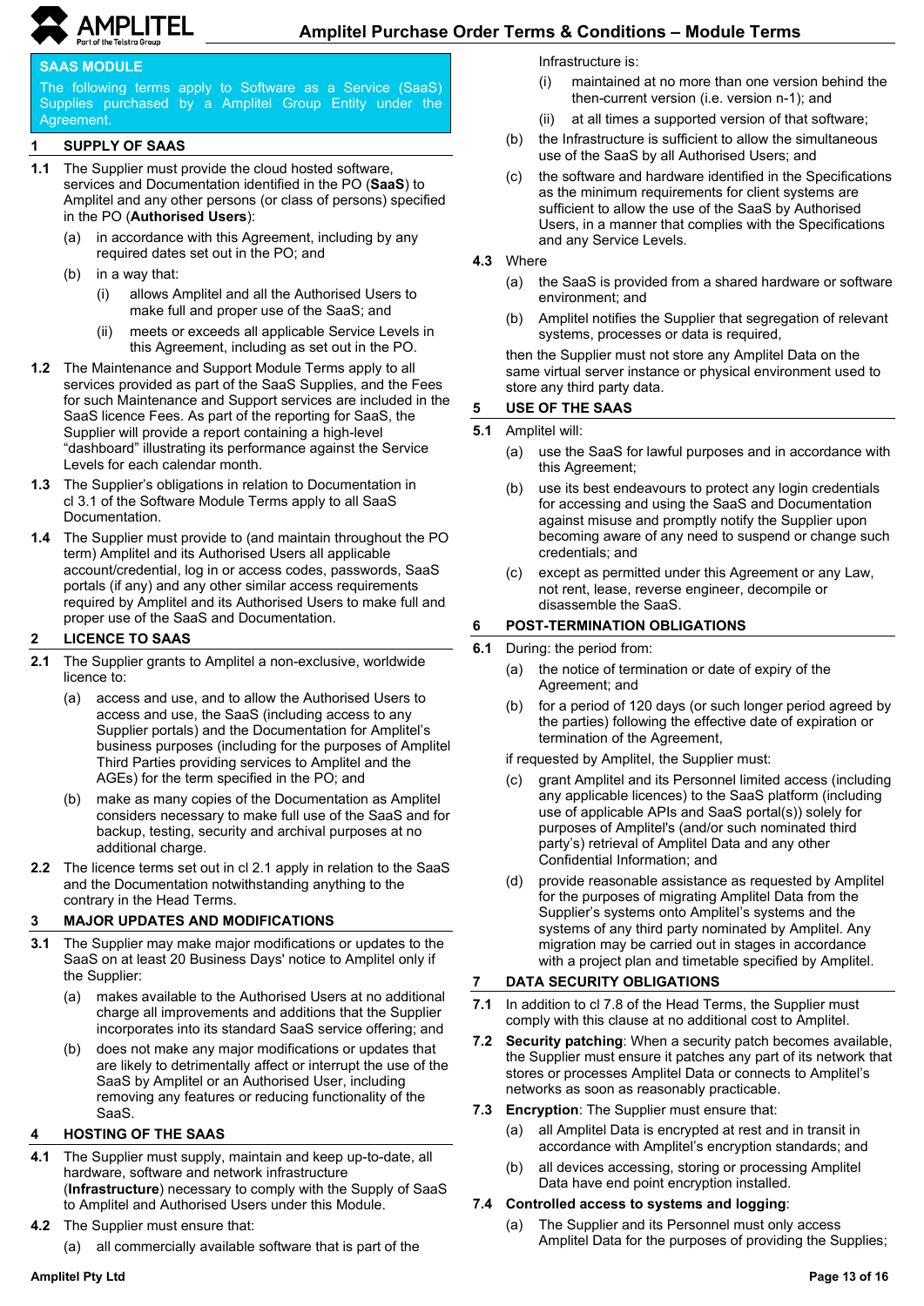## SAAS MODULE

The following terms apply to Software as a Service (SaaS) Supplies purchased by a Amplitel Group Entity under the Agreement.

### 1 SUPPLY OF SAAS

**1.1** The Supplier must provide the cloud hosted software, services and Documentation identified in the PO (**SaaS**) to Amplitel and any other persons (or class of persons) specified in the PO (**Authorised Users**):

(a) in accordance with this Agreement, including by any required dates set out in the PO; and

(b) in a way that:

(i) allows Amplitel and all the Authorised Users to make full and proper use of the SaaS; and

(ii) meets or exceeds all applicable Service Levels in this Agreement, including as set out in the PO.

**1.2** The Maintenance and Support Module Terms apply to all services provided as part of the SaaS Supplies, and the Fees for such Maintenance and Support services are included in the SaaS licence Fees. As part of the reporting for SaaS, the Supplier will provide a report containing a high-level “dashboard” illustrating its performance against the Service Levels for each calendar month.

**1.3** The Supplier’s obligations in relation to Documentation in cl 3.1 of the Software Module Terms apply to all SaaS Documentation.

**1.4** The Supplier must provide to (and maintain throughout the PO term) Amplitel and its Authorised Users all applicable account/credential, log in or access codes, passwords, SaaS portals (if any) and any other similar access requirements required by Amplitel and its Authorised Users to make full and proper use of the SaaS and Documentation.

### 2 LICENCE TO SAAS

**2.1** The Supplier grants to Amplitel a non-exclusive, worldwide licence to:

(a) access and use, and to allow the Authorised Users to access and use, the SaaS (including access to any Supplier portals) and the Documentation for Amplitel’s business purposes (including for the purposes of Amplitel Third Parties providing services to Amplitel and the AGEs) for the term specified in the PO; and

(b) make as many copies of the Documentation as Amplitel considers necessary to make full use of the SaaS and for backup, testing, security and archival purposes at no additional charge.

**2.2** The licence terms set out in cl 2.1 apply in relation to the SaaS and the Documentation notwithstanding anything to the contrary in the Head Terms.

### 3 MAJOR UPDATES AND MODIFICATIONS

**3.1** The Supplier may make major modifications or updates to the SaaS on at least 20 Business Days' notice to Amplitel only if the Supplier:

(a) makes available to the Authorised Users at no additional charge all improvements and additions that the Supplier incorporates into its standard SaaS service offering; and

(b) does not make any major modifications or updates that are likely to detrimentally affect or interrupt the use of the SaaS by Amplitel or an Authorised User, including removing any features or reducing functionality of the SaaS.

### 4 HOSTING OF THE SAAS

**4.1** The Supplier must supply, maintain and keep up-to-date, all hardware, software and network infrastructure (**Infrastructure**) necessary to comply with the Supply of SaaS to Amplitel and Authorised Users under this Module.

**4.2** The Supplier must ensure that:

(a) all commercially available software that is part of the Infrastructure is:

(i) maintained at no more than one version behind the then-current version (i.e. version n-1); and

(ii) at all times a supported version of that software;

(b) the Infrastructure is sufficient to allow the simultaneous use of the SaaS by all Authorised Users; and

(c) the software and hardware identified in the Specifications as the minimum requirements for client systems are sufficient to allow the use of the SaaS by Authorised Users, in a manner that complies with the Specifications and any Service Levels.

**4.3** Where

(a) the SaaS is provided from a shared hardware or software environment; and

(b) Amplitel notifies the Supplier that segregation of relevant systems, processes or data is required,

then the Supplier must not store any Amplitel Data on the same virtual server instance or physical environment used to store any third party data.

### 5 USE OF THE SAAS

**5.1** Amplitel will:

(a) use the SaaS for lawful purposes and in accordance with this Agreement;

(b) use its best endeavours to protect any login credentials for accessing and using the SaaS and Documentation against misuse and promptly notify the Supplier upon becoming aware of any need to suspend or change such credentials; and

(c) except as permitted under this Agreement or any Law, not rent, lease, reverse engineer, decompile or disassemble the SaaS.

### 6 POST-TERMINATION OBLIGATIONS

**6.1** During: the period from:

(a) the notice of termination or date of expiry of the Agreement; and

(b) for a period of 120 days (or such longer period agreed by the parties) following the effective date of expiration or termination of the Agreement,

if requested by Amplitel, the Supplier must:

(c) grant Amplitel and its Personnel limited access (including any applicable licences) to the SaaS platform (including use of applicable APIs and SaaS portal(s)) solely for purposes of Amplitel's (and/or such nominated third party’s) retrieval of Amplitel Data and any other Confidential Information; and

(d) provide reasonable assistance as requested by Amplitel for the purposes of migrating Amplitel Data from the Supplier’s systems onto Amplitel’s systems and the systems of any third party nominated by Amplitel. Any migration may be carried out in stages in accordance with a project plan and timetable specified by Amplitel.

### 7 DATA SECURITY OBLIGATIONS

**7.1** In addition to cl 7.8 of the Head Terms, the Supplier must comply with this clause at no additional cost to Amplitel.

**7.2** **Security patching**: When a security patch becomes available, the Supplier must ensure it patches any part of its network that stores or processes Amplitel Data or connects to Amplitel’s networks as soon as reasonably practicable.

**7.3** **Encryption**: The Supplier must ensure that:

(a) all Amplitel Data is encrypted at rest and in transit in accordance with Amplitel’s encryption standards; and

(b) all devices accessing, storing or processing Amplitel Data have end point encryption installed.

**7.4** **Controlled access to systems and logging**:

(a) The Supplier and its Personnel must only access Amplitel Data for the purposes of providing the Supplies;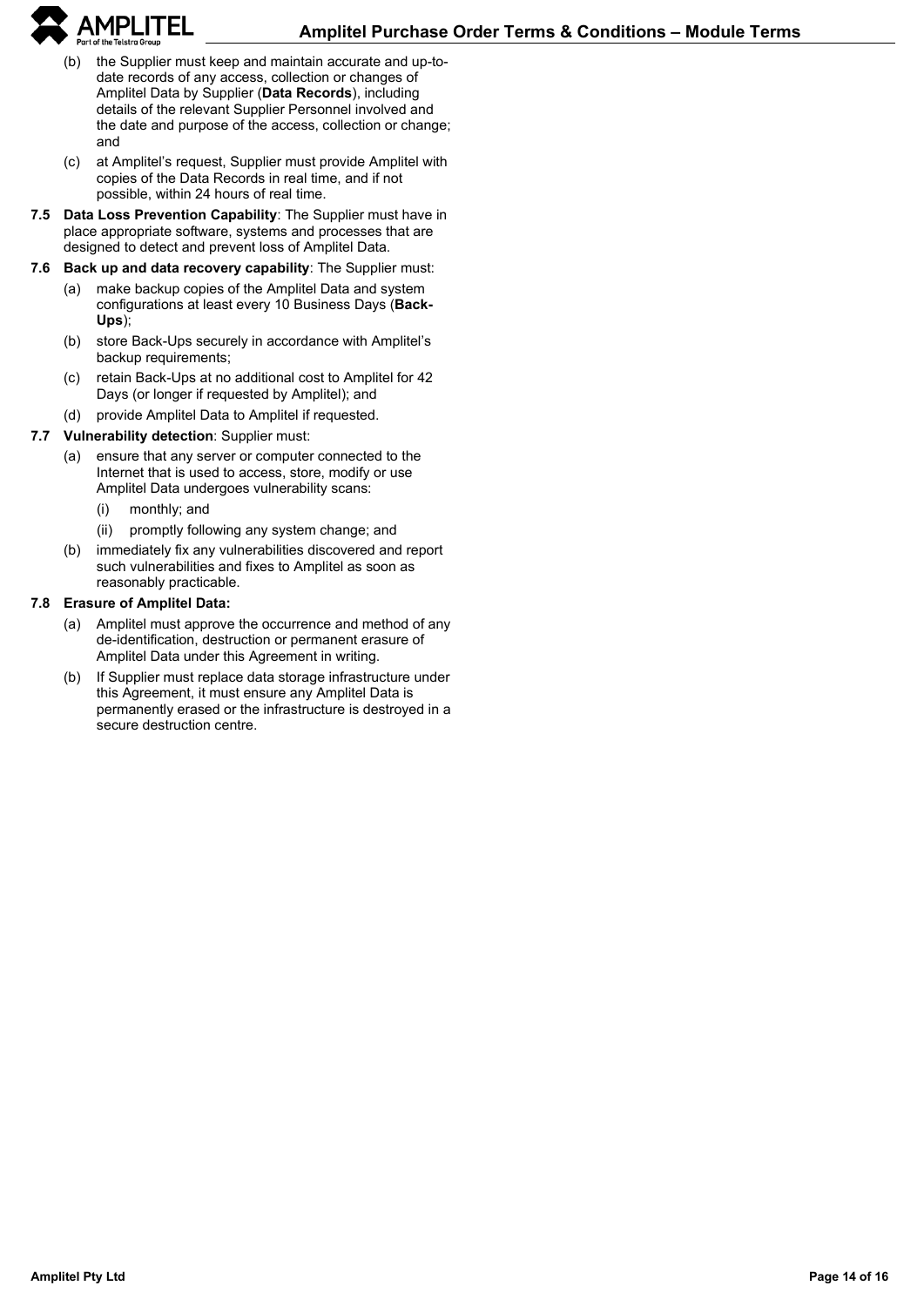(b) the Supplier must keep and maintain accurate and up-to-date records of any access, collection or changes of Amplitel Data by Supplier (**Data Records**), including details of the relevant Supplier Personnel involved and the date and purpose of the access, collection or change; and

(c) at Amplitel's request, Supplier must provide Amplitel with copies of the Data Records in real time, and if not possible, within 24 hours of real time.

**7.5 Data Loss Prevention Capability**: The Supplier must have in place appropriate software, systems and processes that are designed to detect and prevent loss of Amplitel Data.

**7.6 Back up and data recovery capability**: The Supplier must:

(a) make backup copies of the Amplitel Data and system configurations at least every 10 Business Days (**Back-Ups**);

(b) store Back-Ups securely in accordance with Amplitel's backup requirements;

(c) retain Back-Ups at no additional cost to Amplitel for 42 Days (or longer if requested by Amplitel); and

(d) provide Amplitel Data to Amplitel if requested.

**7.7 Vulnerability detection**: Supplier must:

(a) ensure that any server or computer connected to the Internet that is used to access, store, modify or use Amplitel Data undergoes vulnerability scans:

(i) monthly; and

(ii) promptly following any system change; and

(b) immediately fix any vulnerabilities discovered and report such vulnerabilities and fixes to Amplitel as soon as reasonably practicable.

**7.8 Erasure of Amplitel Data:**

(a) Amplitel must approve the occurrence and method of any de-identification, destruction or permanent erasure of Amplitel Data under this Agreement in writing.

(b) If Supplier must replace data storage infrastructure under this Agreement, it must ensure any Amplitel Data is permanently erased or the infrastructure is destroyed in a secure destruction centre.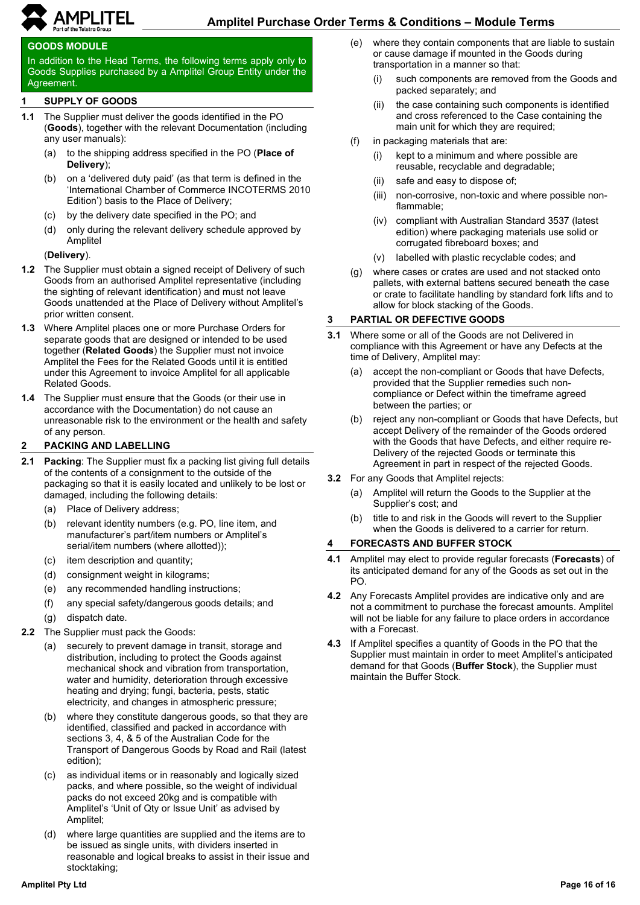## GOODS MODULE

In addition to the Head Terms, the following terms apply only to Goods Supplies purchased by a Amplitel Group Entity under the Agreement.

### 1 SUPPLY OF GOODS

**1.1** The Supplier must deliver the goods identified in the PO (**Goods**), together with the relevant Documentation (including any user manuals):

(a) to the shipping address specified in the PO (**Place of Delivery**);

(b) on a 'delivered duty paid' (as that term is defined in the 'International Chamber of Commerce INCOTERMS 2010 Edition') basis to the Place of Delivery;

(c) by the delivery date specified in the PO; and

(d) only during the relevant delivery schedule approved by Amplitel

(**Delivery**).

**1.2** The Supplier must obtain a signed receipt of Delivery of such Goods from an authorised Amplitel representative (including the sighting of relevant identification) and must not leave Goods unattended at the Place of Delivery without Amplitel's prior written consent.

**1.3** Where Amplitel places one or more Purchase Orders for separate goods that are designed or intended to be used together (**Related Goods**) the Supplier must not invoice Amplitel the Fees for the Related Goods until it is entitled under this Agreement to invoice Amplitel for all applicable Related Goods.

**1.4** The Supplier must ensure that the Goods (or their use in accordance with the Documentation) do not cause an unreasonable risk to the environment or the health and safety of any person.

### 2 PACKING AND LABELLING

**2.1** **Packing**: The Supplier must fix a packing list giving full details of the contents of a consignment to the outside of the packaging so that it is easily located and unlikely to be lost or damaged, including the following details:

(a) Place of Delivery address;

(b) relevant identity numbers (e.g. PO, line item, and manufacturer's part/item numbers or Amplitel's serial/item numbers (where allotted));

(c) item description and quantity;

(d) consignment weight in kilograms;

(e) any recommended handling instructions;

(f) any special safety/dangerous goods details; and

(g) dispatch date.

**2.2** The Supplier must pack the Goods:

(a) securely to prevent damage in transit, storage and distribution, including to protect the Goods against mechanical shock and vibration from transportation, water and humidity, deterioration through excessive heating and drying; fungi, bacteria, pests, static electricity, and changes in atmospheric pressure;

(b) where they constitute dangerous goods, so that they are identified, classified and packed in accordance with sections 3, 4, & 5 of the Australian Code for the Transport of Dangerous Goods by Road and Rail (latest edition);

(c) as individual items or in reasonably and logically sized packs, and where possible, so the weight of individual packs do not exceed 20kg and is compatible with Amplitel's 'Unit of Qty or Issue Unit' as advised by Amplitel;

(d) where large quantities are supplied and the items are to be issued as single units, with dividers inserted in reasonable and logical breaks to assist in their issue and stocktaking;

(e) where they contain components that are liable to sustain or cause damage if mounted in the Goods during transportation in a manner so that:

(i) such components are removed from the Goods and packed separately; and

(ii) the case containing such components is identified and cross referenced to the Case containing the main unit for which they are required;

(f) in packaging materials that are:

(i) kept to a minimum and where possible are reusable, recyclable and degradable;

(ii) safe and easy to dispose of;

(iii) non-corrosive, non-toxic and where possible non-flammable;

(iv) compliant with Australian Standard 3537 (latest edition) where packaging materials use solid or corrugated fibreboard boxes; and

(v) labelled with plastic recyclable codes; and

(g) where cases or crates are used and not stacked onto pallets, with external battens secured beneath the case or crate to facilitate handling by standard fork lifts and to allow for block stacking of the Goods.

### 3 PARTIAL OR DEFECTIVE GOODS

**3.1** Where some or all of the Goods are not Delivered in compliance with this Agreement or have any Defects at the time of Delivery, Amplitel may:

(a) accept the non-compliant or Goods that have Defects, provided that the Supplier remedies such non-compliance or Defect within the timeframe agreed between the parties; or

(b) reject any non-compliant or Goods that have Defects, but accept Delivery of the remainder of the Goods ordered with the Goods that have Defects, and either require re-Delivery of the rejected Goods or terminate this Agreement in part in respect of the rejected Goods.

**3.2** For any Goods that Amplitel rejects:

(a) Amplitel will return the Goods to the Supplier at the Supplier's cost; and

(b) title to and risk in the Goods will revert to the Supplier when the Goods is delivered to a carrier for return.

### 4 FORECASTS AND BUFFER STOCK

**4.1** Amplitel may elect to provide regular forecasts (**Forecasts**) of its anticipated demand for any of the Goods as set out in the PO.

**4.2** Any Forecasts Amplitel provides are indicative only and are not a commitment to purchase the forecast amounts. Amplitel will not be liable for any failure to place orders in accordance with a Forecast.

**4.3** If Amplitel specifies a quantity of Goods in the PO that the Supplier must maintain in order to meet Amplitel's anticipated demand for that Goods (**Buffer Stock**), the Supplier must maintain the Buffer Stock.